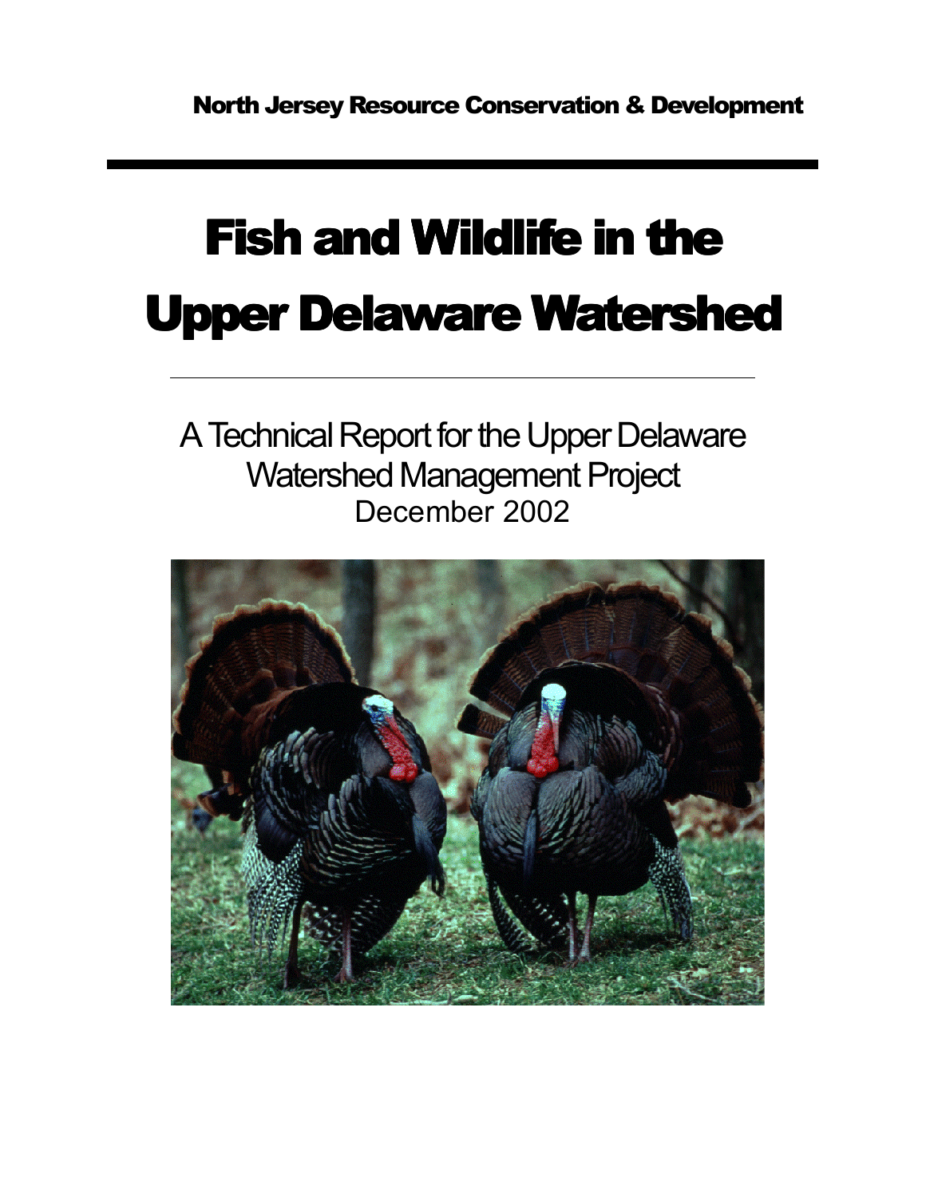North Jersey Resource Conservation & Development

# Fish and Wildlife in the Upper Delaware Watershed

A Technical Report for the Upper Delaware Watershed Management Project

December 2002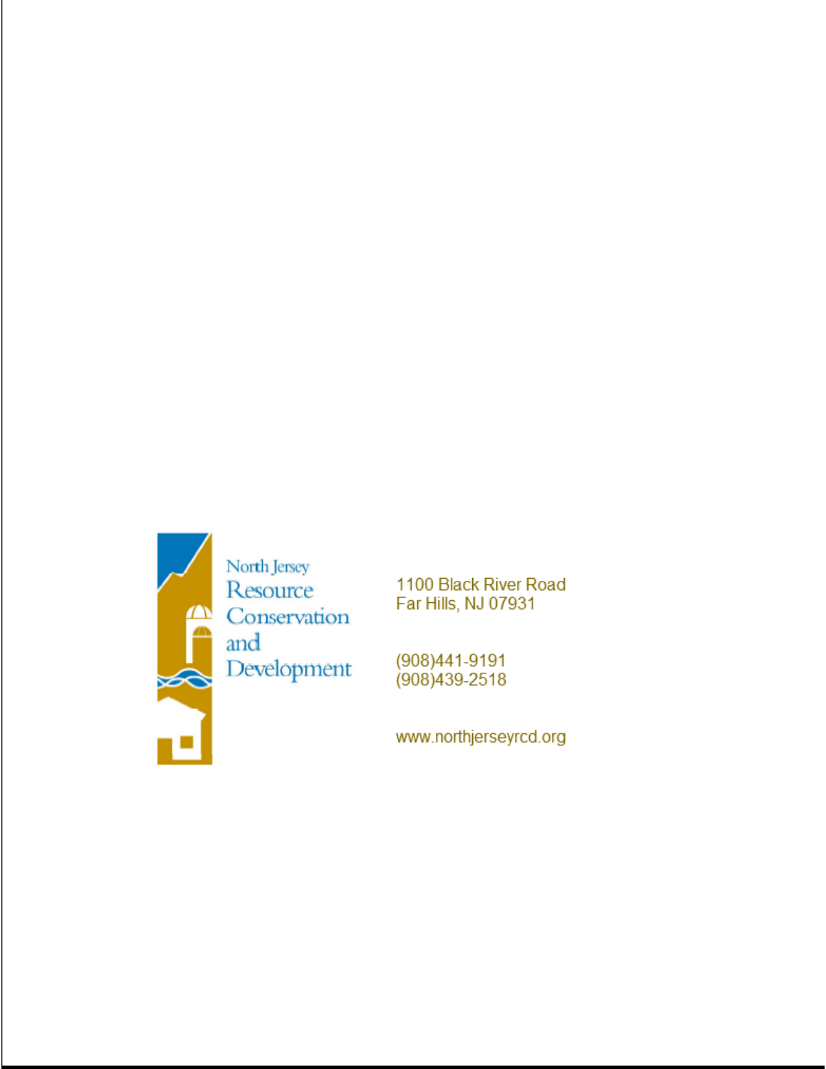North Jersey Resource Conservation and Development

1100 Black River Road
Far Hills, NJ 07931

(908)441-9191
(908)439-2518

www.northjerseyrcd.org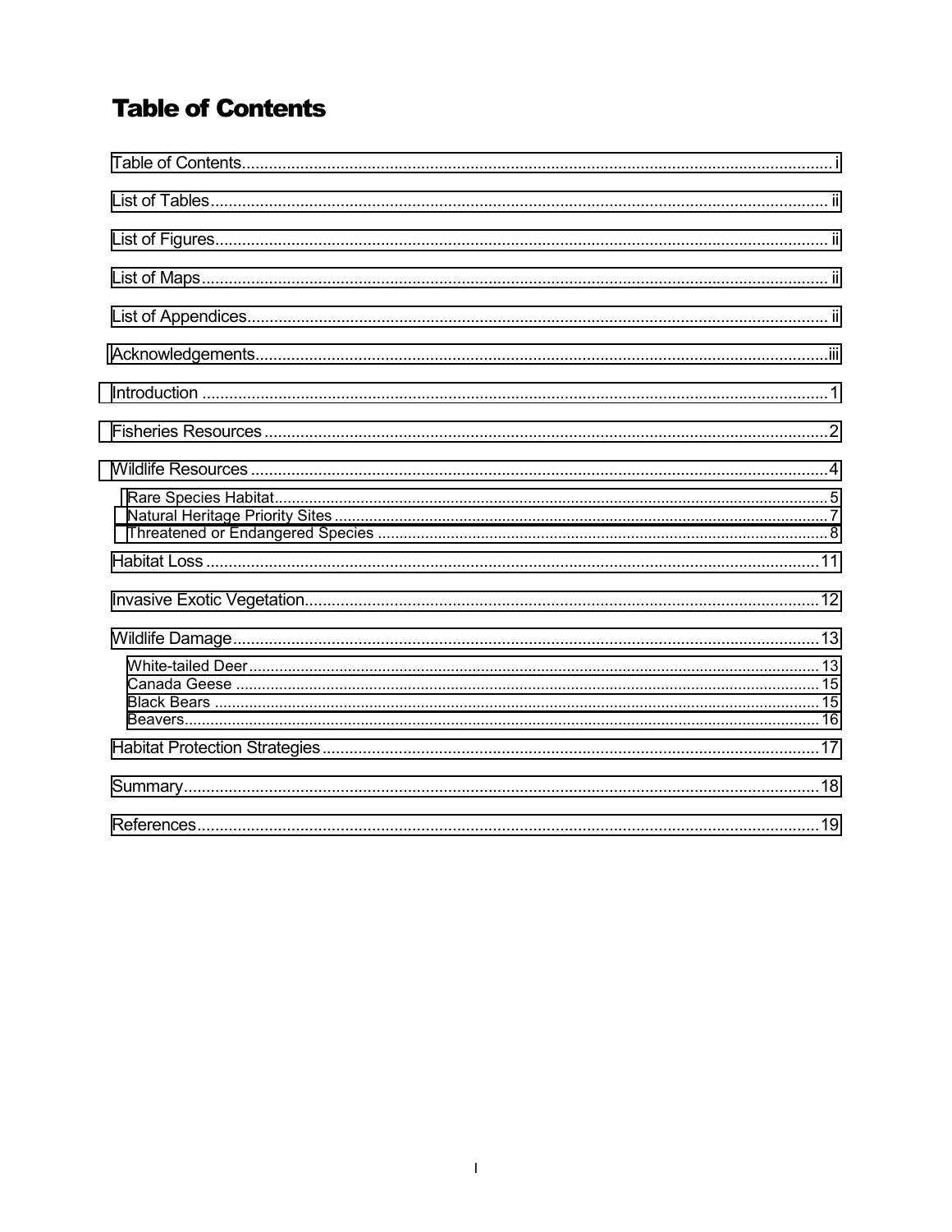# Table of Contents

Table of Contents .................................................... i

List of Tables .................................................... ii

List of Figures .................................................... ii

List of Maps .................................................... ii

List of Appendices .................................................... ii

Acknowledgements .................................................... iii

Introduction .................................................... 1

Fisheries Resources .................................................... 2

Wildlife Resources .................................................... 4

- Rare Species Habitat .................................................... 5
- Natural Heritage Priority Sites .................................................... 7
- Threatened or Endangered Species .................................................... 8

Habitat Loss .................................................... 11

Invasive Exotic Vegetation .................................................... 12

Wildlife Damage .................................................... 13

- White-tailed Deer .................................................... 13
- Canada Geese .................................................... 15
- Black Bears .................................................... 15
- Beavers .................................................... 16

Habitat Protection Strategies .................................................... 17

Summary .................................................... 18

References .................................................... 19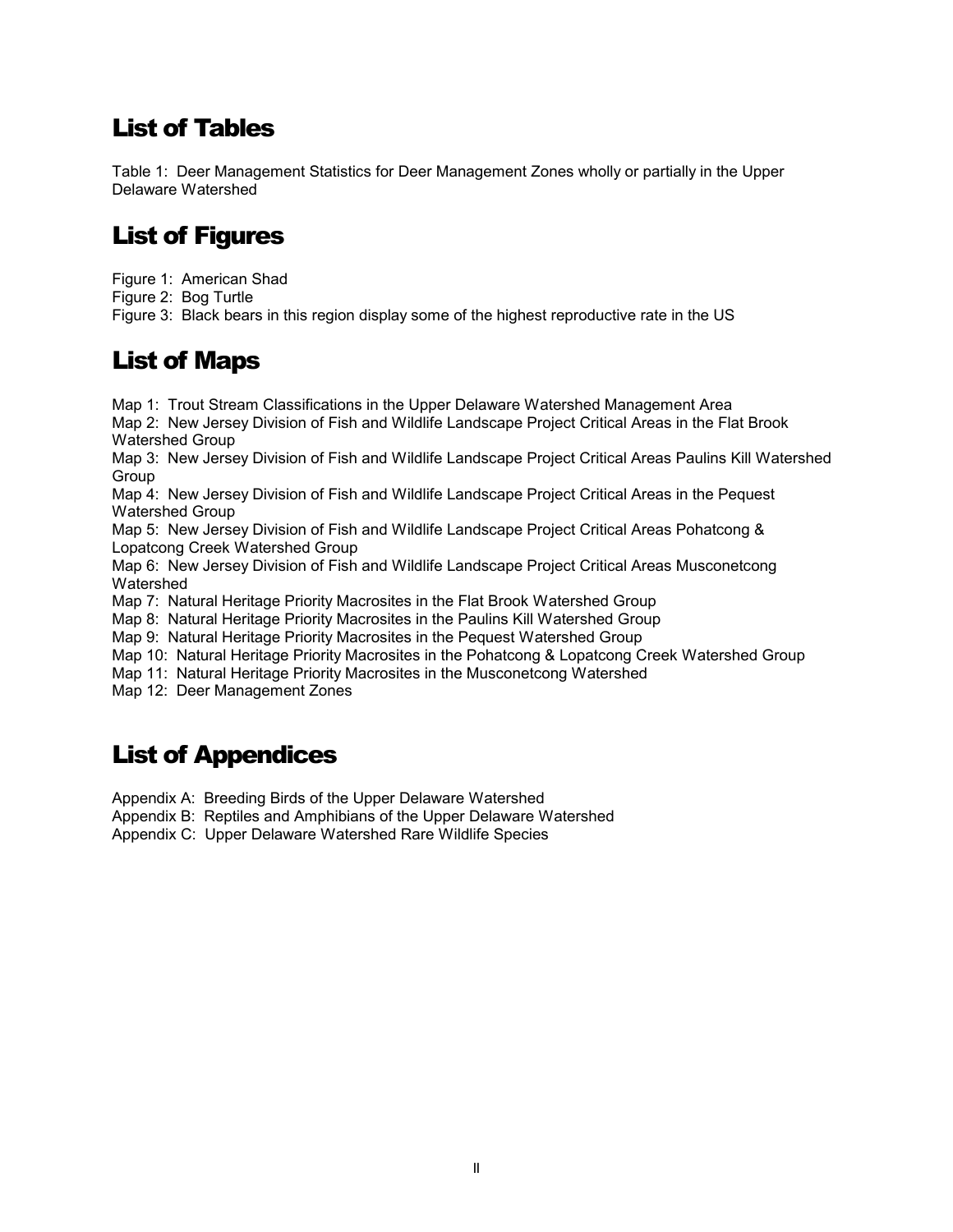## List of Tables

Table 1: Deer Management Statistics for Deer Management Zones wholly or partially in the Upper Delaware Watershed

## List of Figures

Figure 1: American Shad
Figure 2: Bog Turtle
Figure 3: Black bears in this region display some of the highest reproductive rate in the US

## List of Maps

Map 1: Trout Stream Classifications in the Upper Delaware Watershed Management Area
Map 2: New Jersey Division of Fish and Wildlife Landscape Project Critical Areas in the Flat Brook Watershed Group
Map 3: New Jersey Division of Fish and Wildlife Landscape Project Critical Areas Paulins Kill Watershed Group
Map 4: New Jersey Division of Fish and Wildlife Landscape Project Critical Areas in the Pequest Watershed Group
Map 5: New Jersey Division of Fish and Wildlife Landscape Project Critical Areas Pohatcong & Lopatcong Creek Watershed Group
Map 6: New Jersey Division of Fish and Wildlife Landscape Project Critical Areas Musconetcong Watershed
Map 7: Natural Heritage Priority Macrosites in the Flat Brook Watershed Group
Map 8: Natural Heritage Priority Macrosites in the Paulins Kill Watershed Group
Map 9: Natural Heritage Priority Macrosites in the Pequest Watershed Group
Map 10: Natural Heritage Priority Macrosites in the Pohatcong & Lopatcong Creek Watershed Group
Map 11: Natural Heritage Priority Macrosites in the Musconetcong Watershed
Map 12: Deer Management Zones

## List of Appendices

Appendix A: Breeding Birds of the Upper Delaware Watershed
Appendix B: Reptiles and Amphibians of the Upper Delaware Watershed
Appendix C: Upper Delaware Watershed Rare Wildlife Species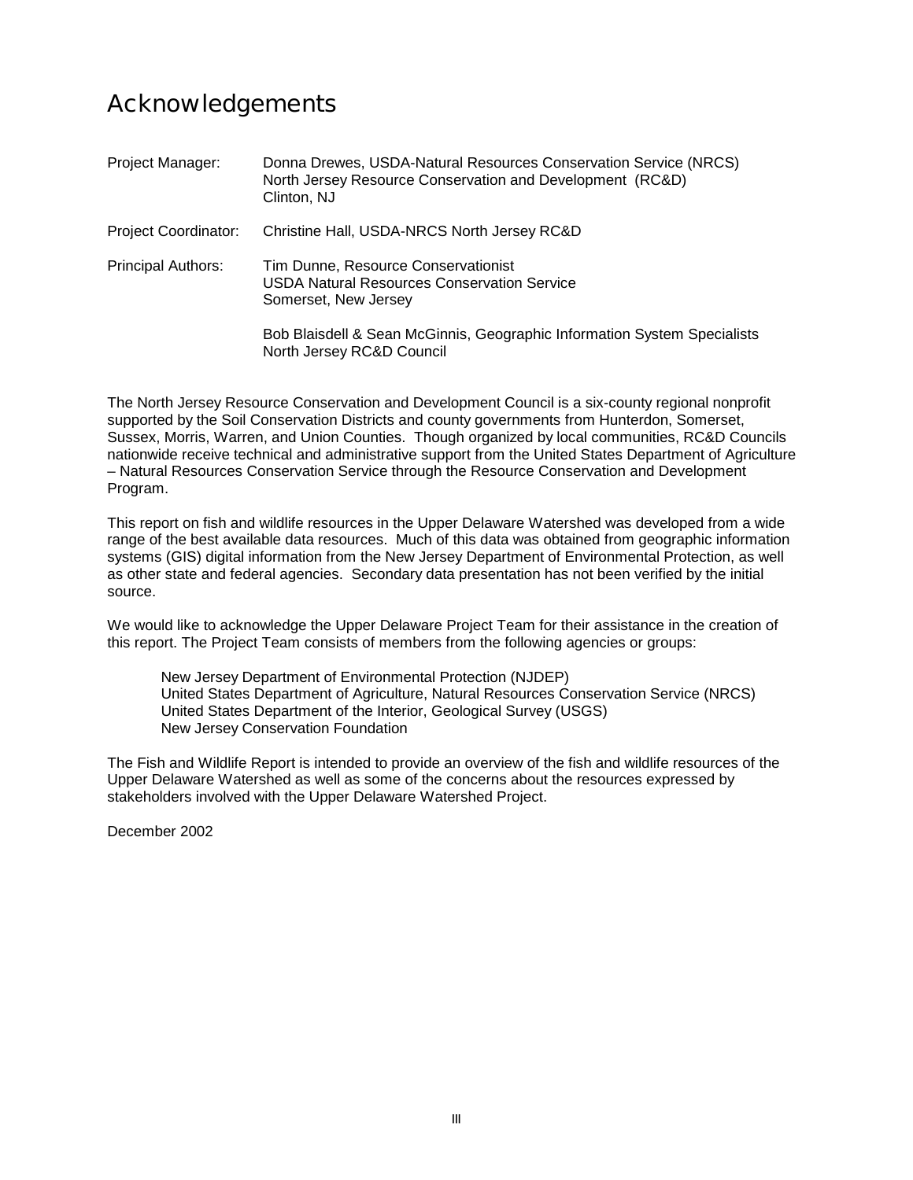# Acknowledgements

Project Manager: Donna Drewes, USDA-Natural Resources Conservation Service (NRCS)
North Jersey Resource Conservation and Development (RC&D)
Clinton, NJ

Project Coordinator: Christine Hall, USDA-NRCS North Jersey RC&D

Principal Authors: Tim Dunne, Resource Conservationist
USDA Natural Resources Conservation Service
Somerset, New Jersey

Bob Blaisdell & Sean McGinnis, Geographic Information System Specialists
North Jersey RC&D Council

The North Jersey Resource Conservation and Development Council is a six-county regional nonprofit supported by the Soil Conservation Districts and county governments from Hunterdon, Somerset, Sussex, Morris, Warren, and Union Counties. Though organized by local communities, RC&D Councils nationwide receive technical and administrative support from the United States Department of Agriculture – Natural Resources Conservation Service through the Resource Conservation and Development Program.

This report on fish and wildlife resources in the Upper Delaware Watershed was developed from a wide range of the best available data resources. Much of this data was obtained from geographic information systems (GIS) digital information from the New Jersey Department of Environmental Protection, as well as other state and federal agencies. Secondary data presentation has not been verified by the initial source.

We would like to acknowledge the Upper Delaware Project Team for their assistance in the creation of this report. The Project Team consists of members from the following agencies or groups:

New Jersey Department of Environmental Protection (NJDEP)
United States Department of Agriculture, Natural Resources Conservation Service (NRCS)
United States Department of the Interior, Geological Survey (USGS)
New Jersey Conservation Foundation

The Fish and Wildlife Report is intended to provide an overview of the fish and wildlife resources of the Upper Delaware Watershed as well as some of the concerns about the resources expressed by stakeholders involved with the Upper Delaware Watershed Project.

December 2002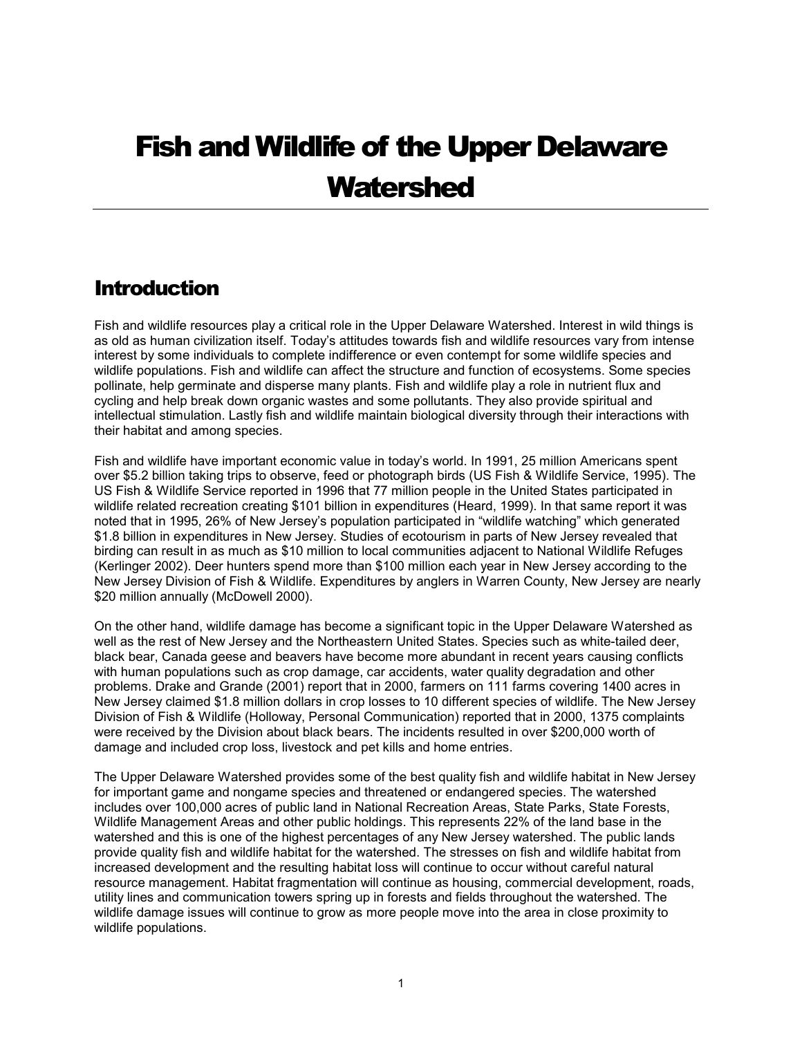# Fish and Wildlife of the Upper Delaware Watershed

## Introduction

Fish and wildlife resources play a critical role in the Upper Delaware Watershed. Interest in wild things is as old as human civilization itself. Today's attitudes towards fish and wildlife resources vary from intense interest by some individuals to complete indifference or even contempt for some wildlife species and wildlife populations. Fish and wildlife can affect the structure and function of ecosystems. Some species pollinate, help germinate and disperse many plants. Fish and wildlife play a role in nutrient flux and cycling and help break down organic wastes and some pollutants. They also provide spiritual and intellectual stimulation. Lastly fish and wildlife maintain biological diversity through their interactions with their habitat and among species.

Fish and wildlife have important economic value in today's world. In 1991, 25 million Americans spent over $5.2 billion taking trips to observe, feed or photograph birds (US Fish & Wildlife Service, 1995). The US Fish & Wildlife Service reported in 1996 that 77 million people in the United States participated in wildlife related recreation creating $101 billion in expenditures (Heard, 1999). In that same report it was noted that in 1995, 26% of New Jersey's population participated in "wildlife watching" which generated $1.8 billion in expenditures in New Jersey. Studies of ecotourism in parts of New Jersey revealed that birding can result in as much as $10 million to local communities adjacent to National Wildlife Refuges (Kerlinger 2002). Deer hunters spend more than $100 million each year in New Jersey according to the New Jersey Division of Fish & Wildlife. Expenditures by anglers in Warren County, New Jersey are nearly $20 million annually (McDowell 2000).

On the other hand, wildlife damage has become a significant topic in the Upper Delaware Watershed as well as the rest of New Jersey and the Northeastern United States. Species such as white-tailed deer, black bear, Canada geese and beavers have become more abundant in recent years causing conflicts with human populations such as crop damage, car accidents, water quality degradation and other problems. Drake and Grande (2001) report that in 2000, farmers on 111 farms covering 1400 acres in New Jersey claimed $1.8 million dollars in crop losses to 10 different species of wildlife. The New Jersey Division of Fish & Wildlife (Holloway, Personal Communication) reported that in 2000, 1375 complaints were received by the Division about black bears. The incidents resulted in over $200,000 worth of damage and included crop loss, livestock and pet kills and home entries.

The Upper Delaware Watershed provides some of the best quality fish and wildlife habitat in New Jersey for important game and nongame species and threatened or endangered species. The watershed includes over 100,000 acres of public land in National Recreation Areas, State Parks, State Forests, Wildlife Management Areas and other public holdings. This represents 22% of the land base in the watershed and this is one of the highest percentages of any New Jersey watershed. The public lands provide quality fish and wildlife habitat for the watershed. The stresses on fish and wildlife habitat from increased development and the resulting habitat loss will continue to occur without careful natural resource management. Habitat fragmentation will continue as housing, commercial development, roads, utility lines and communication towers spring up in forests and fields throughout the watershed. The wildlife damage issues will continue to grow as more people move into the area in close proximity to wildlife populations.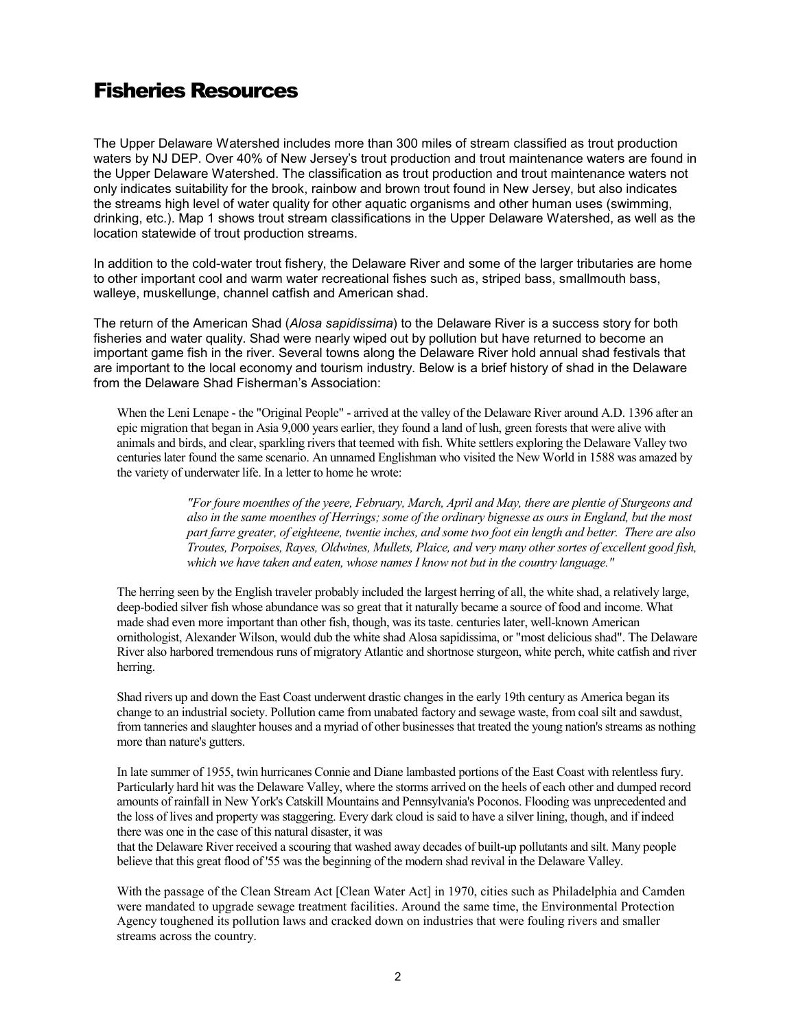# Fisheries Resources

The Upper Delaware Watershed includes more than 300 miles of stream classified as trout production waters by NJ DEP. Over 40% of New Jersey's trout production and trout maintenance waters are found in the Upper Delaware Watershed. The classification as trout production and trout maintenance waters not only indicates suitability for the brook, rainbow and brown trout found in New Jersey, but also indicates the streams high level of water quality for other aquatic organisms and other human uses (swimming, drinking, etc.). Map 1 shows trout stream classifications in the Upper Delaware Watershed, as well as the location statewide of trout production streams.

In addition to the cold-water trout fishery, the Delaware River and some of the larger tributaries are home to other important cool and warm water recreational fishes such as, striped bass, smallmouth bass, walleye, muskellunge, channel catfish and American shad.

The return of the American Shad (*Alosa sapidissima*) to the Delaware River is a success story for both fisheries and water quality. Shad were nearly wiped out by pollution but have returned to become an important game fish in the river. Several towns along the Delaware River hold annual shad festivals that are important to the local economy and tourism industry. Below is a brief history of shad in the Delaware from the Delaware Shad Fisherman's Association:

> When the Leni Lenape - the "Original People" - arrived at the valley of the Delaware River around A.D. 1396 after an epic migration that began in Asia 9,000 years earlier, they found a land of lush, green forests that were alive with animals and birds, and clear, sparkling rivers that teemed with fish. White settlers exploring the Delaware Valley two centuries later found the same scenario. An unnamed Englishman who visited the New World in 1588 was amazed by the variety of underwater life. In a letter to home he wrote:
>
> > *"For foure moenthes of the yeere, February, March, April and May, there are plentie of Sturgeons and also in the same moenthes of Herrings; some of the ordinary bignesse as ours in England, but the most part farre greater, of eighteene, twentie inches, and some two foot ein length and better. There are also Troutes, Porpoises, Rayes, Oldwines, Mullets, Plaice, and very many other sortes of excellent good fish, which we have taken and eaten, whose names I know not but in the country language."*
>
> The herring seen by the English traveler probably included the largest herring of all, the white shad, a relatively large, deep-bodied silver fish whose abundance was so great that it naturally became a source of food and income. What made shad even more important than other fish, though, was its taste. centuries later, well-known American ornithologist, Alexander Wilson, would dub the white shad Alosa sapidissima, or "most delicious shad". The Delaware River also harbored tremendous runs of migratory Atlantic and shortnose sturgeon, white perch, white catfish and river herring.
>
> Shad rivers up and down the East Coast underwent drastic changes in the early 19th century as America began its change to an industrial society. Pollution came from unabated factory and sewage waste, from coal silt and sawdust, from tanneries and slaughter houses and a myriad of other businesses that treated the young nation's streams as nothing more than nature's gutters.
>
> In late summer of 1955, twin hurricanes Connie and Diane lambasted portions of the East Coast with relentless fury. Particularly hard hit was the Delaware Valley, where the storms arrived on the heels of each other and dumped record amounts of rainfall in New York's Catskill Mountains and Pennsylvania's Poconos. Flooding was unprecedented and the loss of lives and property was staggering. Every dark cloud is said to have a silver lining, though, and if indeed there was one in the case of this natural disaster, it was that the Delaware River received a scouring that washed away decades of built-up pollutants and silt. Many people believe that this great flood of '55 was the beginning of the modern shad revival in the Delaware Valley.
>
> With the passage of the Clean Stream Act [Clean Water Act] in 1970, cities such as Philadelphia and Camden were mandated to upgrade sewage treatment facilities. Around the same time, the Environmental Protection Agency toughened its pollution laws and cracked down on industries that were fouling rivers and smaller streams across the country.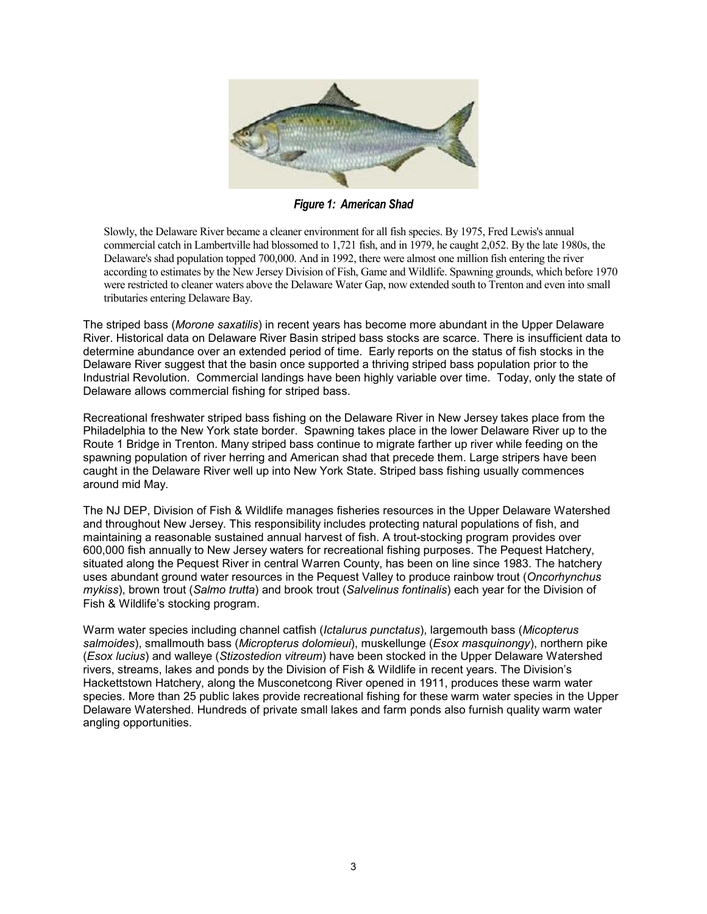*Figure 1: American Shad*

> Slowly, the Delaware River became a cleaner environment for all fish species. By 1975, Fred Lewis's annual commercial catch in Lambertville had blossomed to 1,721 fish, and in 1979, he caught 2,052. By the late 1980s, the Delaware's shad population topped 700,000. And in 1992, there were almost one million fish entering the river according to estimates by the New Jersey Division of Fish, Game and Wildlife. Spawning grounds, which before 1970 were restricted to cleaner waters above the Delaware Water Gap, now extended south to Trenton and even into small tributaries entering Delaware Bay.

The striped bass (*Morone saxatilis*) in recent years has become more abundant in the Upper Delaware River. Historical data on Delaware River Basin striped bass stocks are scarce. There is insufficient data to determine abundance over an extended period of time. Early reports on the status of fish stocks in the Delaware River suggest that the basin once supported a thriving striped bass population prior to the Industrial Revolution. Commercial landings have been highly variable over time. Today, only the state of Delaware allows commercial fishing for striped bass.

Recreational freshwater striped bass fishing on the Delaware River in New Jersey takes place from the Philadelphia to the New York state border. Spawning takes place in the lower Delaware River up to the Route 1 Bridge in Trenton. Many striped bass continue to migrate farther up river while feeding on the spawning population of river herring and American shad that precede them. Large stripers have been caught in the Delaware River well up into New York State. Striped bass fishing usually commences around mid May.

The NJ DEP, Division of Fish & Wildlife manages fisheries resources in the Upper Delaware Watershed and throughout New Jersey. This responsibility includes protecting natural populations of fish, and maintaining a reasonable sustained annual harvest of fish. A trout-stocking program provides over 600,000 fish annually to New Jersey waters for recreational fishing purposes. The Pequest Hatchery, situated along the Pequest River in central Warren County, has been on line since 1983. The hatchery uses abundant ground water resources in the Pequest Valley to produce rainbow trout (*Oncorhynchus mykiss*), brown trout (*Salmo trutta*) and brook trout (*Salvelinus fontinalis*) each year for the Division of Fish & Wildlife's stocking program.

Warm water species including channel catfish (*Ictalurus punctatus*), largemouth bass (*Micopterus salmoides*), smallmouth bass (*Micropterus dolomieui*), muskellunge (*Esox masquinongy*), northern pike (*Esox lucius*) and walleye (*Stizostedion vitreum*) have been stocked in the Upper Delaware Watershed rivers, streams, lakes and ponds by the Division of Fish & Wildlife in recent years. The Division's Hackettstown Hatchery, along the Musconetcong River opened in 1911, produces these warm water species. More than 25 public lakes provide recreational fishing for these warm water species in the Upper Delaware Watershed. Hundreds of private small lakes and farm ponds also furnish quality warm water angling opportunities.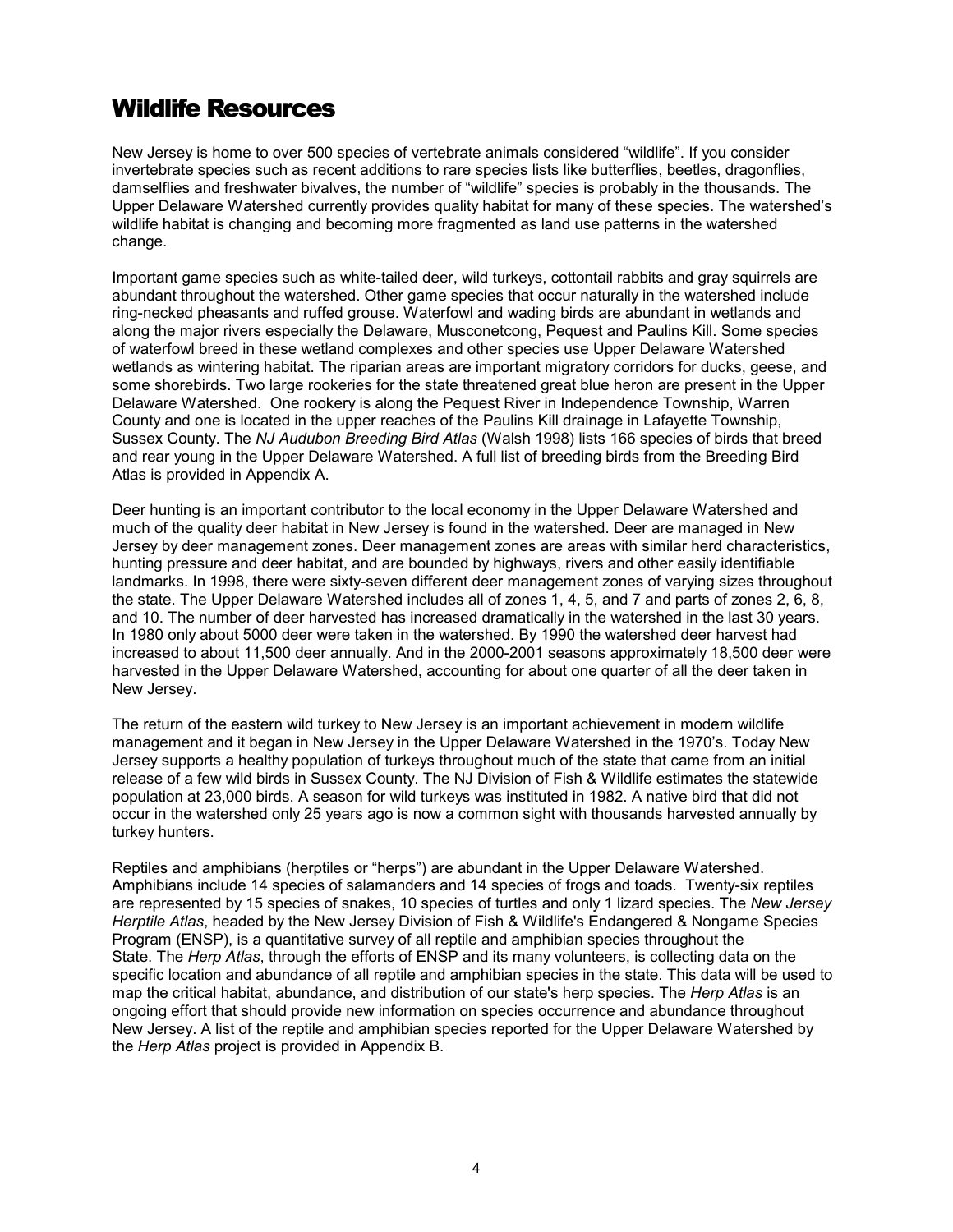# Wildlife Resources

New Jersey is home to over 500 species of vertebrate animals considered "wildlife". If you consider invertebrate species such as recent additions to rare species lists like butterflies, beetles, dragonflies, damselflies and freshwater bivalves, the number of "wildlife" species is probably in the thousands. The Upper Delaware Watershed currently provides quality habitat for many of these species. The watershed's wildlife habitat is changing and becoming more fragmented as land use patterns in the watershed change.

Important game species such as white-tailed deer, wild turkeys, cottontail rabbits and gray squirrels are abundant throughout the watershed. Other game species that occur naturally in the watershed include ring-necked pheasants and ruffed grouse. Waterfowl and wading birds are abundant in wetlands and along the major rivers especially the Delaware, Musconetcong, Pequest and Paulins Kill. Some species of waterfowl breed in these wetland complexes and other species use Upper Delaware Watershed wetlands as wintering habitat. The riparian areas are important migratory corridors for ducks, geese, and some shorebirds. Two large rookeries for the state threatened great blue heron are present in the Upper Delaware Watershed. One rookery is along the Pequest River in Independence Township, Warren County and one is located in the upper reaches of the Paulins Kill drainage in Lafayette Township, Sussex County. The *NJ Audubon Breeding Bird Atlas* (Walsh 1998) lists 166 species of birds that breed and rear young in the Upper Delaware Watershed. A full list of breeding birds from the Breeding Bird Atlas is provided in Appendix A.

Deer hunting is an important contributor to the local economy in the Upper Delaware Watershed and much of the quality deer habitat in New Jersey is found in the watershed. Deer are managed in New Jersey by deer management zones. Deer management zones are areas with similar herd characteristics, hunting pressure and deer habitat, and are bounded by highways, rivers and other easily identifiable landmarks. In 1998, there were sixty-seven different deer management zones of varying sizes throughout the state. The Upper Delaware Watershed includes all of zones 1, 4, 5, and 7 and parts of zones 2, 6, 8, and 10. The number of deer harvested has increased dramatically in the watershed in the last 30 years. In 1980 only about 5000 deer were taken in the watershed. By 1990 the watershed deer harvest had increased to about 11,500 deer annually. And in the 2000-2001 seasons approximately 18,500 deer were harvested in the Upper Delaware Watershed, accounting for about one quarter of all the deer taken in New Jersey.

The return of the eastern wild turkey to New Jersey is an important achievement in modern wildlife management and it began in New Jersey in the Upper Delaware Watershed in the 1970's. Today New Jersey supports a healthy population of turkeys throughout much of the state that came from an initial release of a few wild birds in Sussex County. The NJ Division of Fish & Wildlife estimates the statewide population at 23,000 birds. A season for wild turkeys was instituted in 1982. A native bird that did not occur in the watershed only 25 years ago is now a common sight with thousands harvested annually by turkey hunters.

Reptiles and amphibians (herptiles or "herps") are abundant in the Upper Delaware Watershed. Amphibians include 14 species of salamanders and 14 species of frogs and toads. Twenty-six reptiles are represented by 15 species of snakes, 10 species of turtles and only 1 lizard species. The *New Jersey Herptile Atlas*, headed by the New Jersey Division of Fish & Wildlife's Endangered & Nongame Species Program (ENSP), is a quantitative survey of all reptile and amphibian species throughout the State. The *Herp Atlas*, through the efforts of ENSP and its many volunteers, is collecting data on the specific location and abundance of all reptile and amphibian species in the state. This data will be used to map the critical habitat, abundance, and distribution of our state's herp species. The *Herp Atlas* is an ongoing effort that should provide new information on species occurrence and abundance throughout New Jersey. A list of the reptile and amphibian species reported for the Upper Delaware Watershed by the *Herp Atlas* project is provided in Appendix B.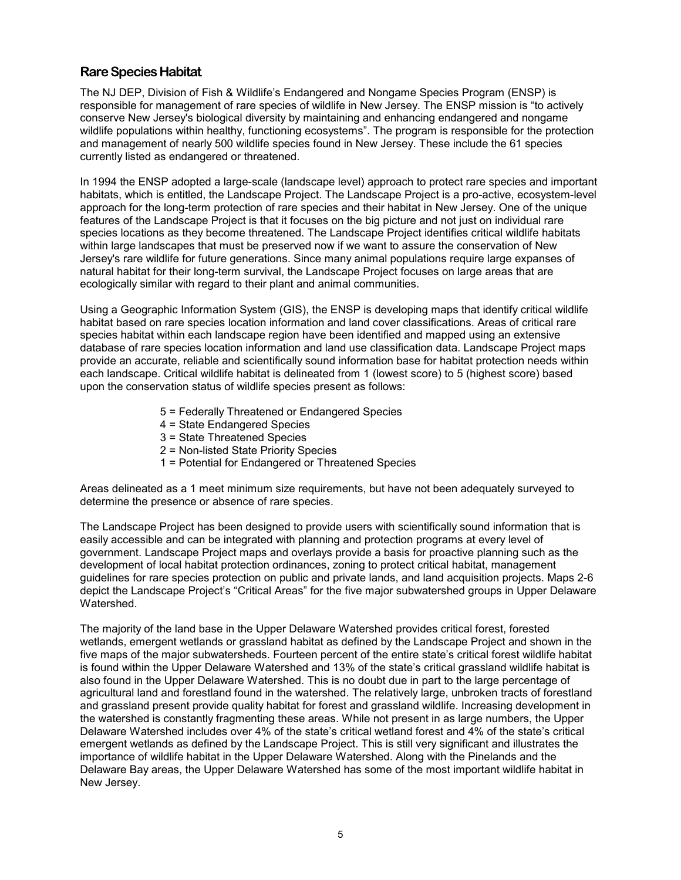## Rare Species Habitat

The NJ DEP, Division of Fish & Wildlife's Endangered and Nongame Species Program (ENSP) is responsible for management of rare species of wildlife in New Jersey. The ENSP mission is "to actively conserve New Jersey's biological diversity by maintaining and enhancing endangered and nongame wildlife populations within healthy, functioning ecosystems". The program is responsible for the protection and management of nearly 500 wildlife species found in New Jersey. These include the 61 species currently listed as endangered or threatened.

In 1994 the ENSP adopted a large-scale (landscape level) approach to protect rare species and important habitats, which is entitled, the Landscape Project. The Landscape Project is a pro-active, ecosystem-level approach for the long-term protection of rare species and their habitat in New Jersey. One of the unique features of the Landscape Project is that it focuses on the big picture and not just on individual rare species locations as they become threatened. The Landscape Project identifies critical wildlife habitats within large landscapes that must be preserved now if we want to assure the conservation of New Jersey's rare wildlife for future generations. Since many animal populations require large expanses of natural habitat for their long-term survival, the Landscape Project focuses on large areas that are ecologically similar with regard to their plant and animal communities.

Using a Geographic Information System (GIS), the ENSP is developing maps that identify critical wildlife habitat based on rare species location information and land cover classifications. Areas of critical rare species habitat within each landscape region have been identified and mapped using an extensive database of rare species location information and land use classification data. Landscape Project maps provide an accurate, reliable and scientifically sound information base for habitat protection needs within each landscape. Critical wildlife habitat is delineated from 1 (lowest score) to 5 (highest score) based upon the conservation status of wildlife species present as follows:

- 5 = Federally Threatened or Endangered Species
- 4 = State Endangered Species
- 3 = State Threatened Species
- 2 = Non-listed State Priority Species
- 1 = Potential for Endangered or Threatened Species

Areas delineated as a 1 meet minimum size requirements, but have not been adequately surveyed to determine the presence or absence of rare species.

The Landscape Project has been designed to provide users with scientifically sound information that is easily accessible and can be integrated with planning and protection programs at every level of government. Landscape Project maps and overlays provide a basis for proactive planning such as the development of local habitat protection ordinances, zoning to protect critical habitat, management guidelines for rare species protection on public and private lands, and land acquisition projects. Maps 2-6 depict the Landscape Project's "Critical Areas" for the five major subwatershed groups in Upper Delaware Watershed.

The majority of the land base in the Upper Delaware Watershed provides critical forest, forested wetlands, emergent wetlands or grassland habitat as defined by the Landscape Project and shown in the five maps of the major subwatersheds. Fourteen percent of the entire state's critical forest wildlife habitat is found within the Upper Delaware Watershed and 13% of the state's critical grassland wildlife habitat is also found in the Upper Delaware Watershed. This is no doubt due in part to the large percentage of agricultural land and forestland found in the watershed. The relatively large, unbroken tracts of forestland and grassland present provide quality habitat for forest and grassland wildlife. Increasing development in the watershed is constantly fragmenting these areas. While not present in as large numbers, the Upper Delaware Watershed includes over 4% of the state's critical wetland forest and 4% of the state's critical emergent wetlands as defined by the Landscape Project. This is still very significant and illustrates the importance of wildlife habitat in the Upper Delaware Watershed. Along with the Pinelands and the Delaware Bay areas, the Upper Delaware Watershed has some of the most important wildlife habitat in New Jersey.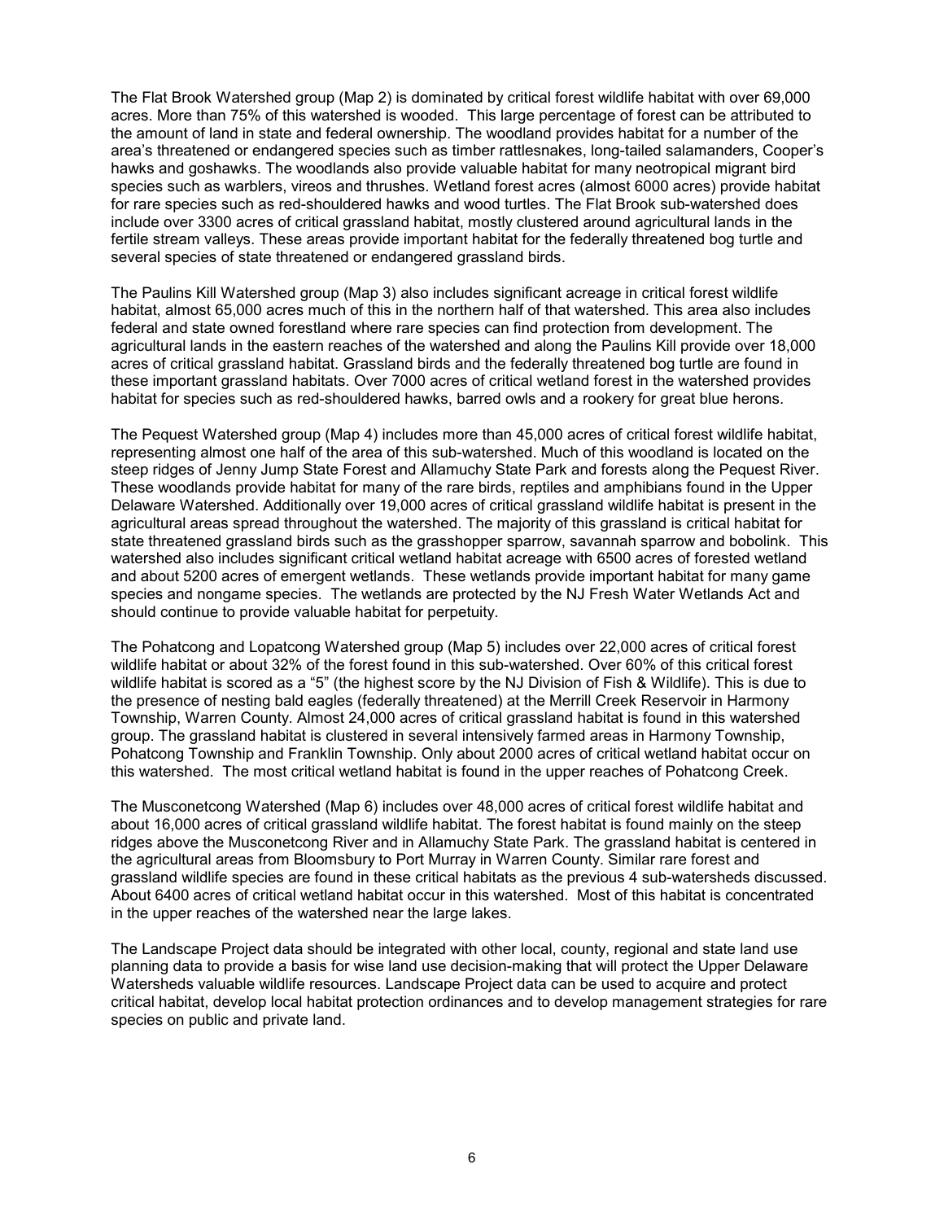The Flat Brook Watershed group (Map 2) is dominated by critical forest wildlife habitat with over 69,000 acres. More than 75% of this watershed is wooded. This large percentage of forest can be attributed to the amount of land in state and federal ownership. The woodland provides habitat for a number of the area's threatened or endangered species such as timber rattlesnakes, long-tailed salamanders, Cooper's hawks and goshawks. The woodlands also provide valuable habitat for many neotropical migrant bird species such as warblers, vireos and thrushes. Wetland forest acres (almost 6000 acres) provide habitat for rare species such as red-shouldered hawks and wood turtles. The Flat Brook sub-watershed does include over 3300 acres of critical grassland habitat, mostly clustered around agricultural lands in the fertile stream valleys. These areas provide important habitat for the federally threatened bog turtle and several species of state threatened or endangered grassland birds.

The Paulins Kill Watershed group (Map 3) also includes significant acreage in critical forest wildlife habitat, almost 65,000 acres much of this in the northern half of that watershed. This area also includes federal and state owned forestland where rare species can find protection from development. The agricultural lands in the eastern reaches of the watershed and along the Paulins Kill provide over 18,000 acres of critical grassland habitat. Grassland birds and the federally threatened bog turtle are found in these important grassland habitats. Over 7000 acres of critical wetland forest in the watershed provides habitat for species such as red-shouldered hawks, barred owls and a rookery for great blue herons.

The Pequest Watershed group (Map 4) includes more than 45,000 acres of critical forest wildlife habitat, representing almost one half of the area of this sub-watershed. Much of this woodland is located on the steep ridges of Jenny Jump State Forest and Allamuchy State Park and forests along the Pequest River. These woodlands provide habitat for many of the rare birds, reptiles and amphibians found in the Upper Delaware Watershed. Additionally over 19,000 acres of critical grassland wildlife habitat is present in the agricultural areas spread throughout the watershed. The majority of this grassland is critical habitat for state threatened grassland birds such as the grasshopper sparrow, savannah sparrow and bobolink. This watershed also includes significant critical wetland habitat acreage with 6500 acres of forested wetland and about 5200 acres of emergent wetlands. These wetlands provide important habitat for many game species and nongame species. The wetlands are protected by the NJ Fresh Water Wetlands Act and should continue to provide valuable habitat for perpetuity.

The Pohatcong and Lopatcong Watershed group (Map 5) includes over 22,000 acres of critical forest wildlife habitat or about 32% of the forest found in this sub-watershed. Over 60% of this critical forest wildlife habitat is scored as a "5" (the highest score by the NJ Division of Fish & Wildlife). This is due to the presence of nesting bald eagles (federally threatened) at the Merrill Creek Reservoir in Harmony Township, Warren County. Almost 24,000 acres of critical grassland habitat is found in this watershed group. The grassland habitat is clustered in several intensively farmed areas in Harmony Township, Pohatcong Township and Franklin Township. Only about 2000 acres of critical wetland habitat occur on this watershed. The most critical wetland habitat is found in the upper reaches of Pohatcong Creek.

The Musconetcong Watershed (Map 6) includes over 48,000 acres of critical forest wildlife habitat and about 16,000 acres of critical grassland wildlife habitat. The forest habitat is found mainly on the steep ridges above the Musconetcong River and in Allamuchy State Park. The grassland habitat is centered in the agricultural areas from Bloomsbury to Port Murray in Warren County. Similar rare forest and grassland wildlife species are found in these critical habitats as the previous 4 sub-watersheds discussed. About 6400 acres of critical wetland habitat occur in this watershed. Most of this habitat is concentrated in the upper reaches of the watershed near the large lakes.

The Landscape Project data should be integrated with other local, county, regional and state land use planning data to provide a basis for wise land use decision-making that will protect the Upper Delaware Watersheds valuable wildlife resources. Landscape Project data can be used to acquire and protect critical habitat, develop local habitat protection ordinances and to develop management strategies for rare species on public and private land.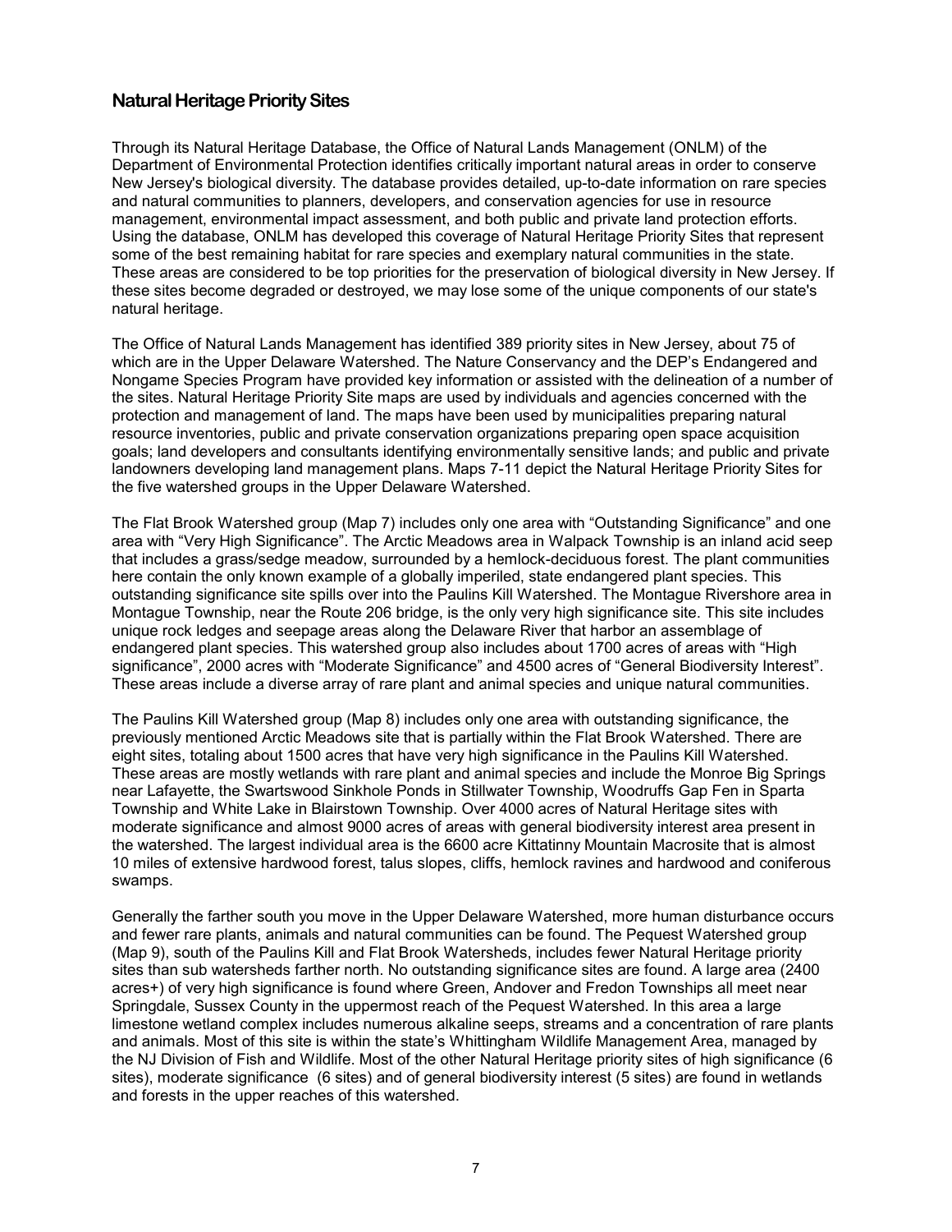## Natural Heritage Priority Sites

Through its Natural Heritage Database, the Office of Natural Lands Management (ONLM) of the Department of Environmental Protection identifies critically important natural areas in order to conserve New Jersey's biological diversity. The database provides detailed, up-to-date information on rare species and natural communities to planners, developers, and conservation agencies for use in resource management, environmental impact assessment, and both public and private land protection efforts. Using the database, ONLM has developed this coverage of Natural Heritage Priority Sites that represent some of the best remaining habitat for rare species and exemplary natural communities in the state. These areas are considered to be top priorities for the preservation of biological diversity in New Jersey. If these sites become degraded or destroyed, we may lose some of the unique components of our state's natural heritage.

The Office of Natural Lands Management has identified 389 priority sites in New Jersey, about 75 of which are in the Upper Delaware Watershed. The Nature Conservancy and the DEP's Endangered and Nongame Species Program have provided key information or assisted with the delineation of a number of the sites. Natural Heritage Priority Site maps are used by individuals and agencies concerned with the protection and management of land. The maps have been used by municipalities preparing natural resource inventories, public and private conservation organizations preparing open space acquisition goals; land developers and consultants identifying environmentally sensitive lands; and public and private landowners developing land management plans. Maps 7-11 depict the Natural Heritage Priority Sites for the five watershed groups in the Upper Delaware Watershed.

The Flat Brook Watershed group (Map 7) includes only one area with "Outstanding Significance" and one area with "Very High Significance". The Arctic Meadows area in Walpack Township is an inland acid seep that includes a grass/sedge meadow, surrounded by a hemlock-deciduous forest. The plant communities here contain the only known example of a globally imperiled, state endangered plant species. This outstanding significance site spills over into the Paulins Kill Watershed. The Montague Rivershore area in Montague Township, near the Route 206 bridge, is the only very high significance site. This site includes unique rock ledges and seepage areas along the Delaware River that harbor an assemblage of endangered plant species. This watershed group also includes about 1700 acres of areas with "High significance", 2000 acres with "Moderate Significance" and 4500 acres of "General Biodiversity Interest". These areas include a diverse array of rare plant and animal species and unique natural communities.

The Paulins Kill Watershed group (Map 8) includes only one area with outstanding significance, the previously mentioned Arctic Meadows site that is partially within the Flat Brook Watershed. There are eight sites, totaling about 1500 acres that have very high significance in the Paulins Kill Watershed. These areas are mostly wetlands with rare plant and animal species and include the Monroe Big Springs near Lafayette, the Swartswood Sinkhole Ponds in Stillwater Township, Woodruffs Gap Fen in Sparta Township and White Lake in Blairstown Township. Over 4000 acres of Natural Heritage sites with moderate significance and almost 9000 acres of areas with general biodiversity interest area present in the watershed. The largest individual area is the 6600 acre Kittatinny Mountain Macrosite that is almost 10 miles of extensive hardwood forest, talus slopes, cliffs, hemlock ravines and hardwood and coniferous swamps.

Generally the farther south you move in the Upper Delaware Watershed, more human disturbance occurs and fewer rare plants, animals and natural communities can be found. The Pequest Watershed group (Map 9), south of the Paulins Kill and Flat Brook Watersheds, includes fewer Natural Heritage priority sites than sub watersheds farther north. No outstanding significance sites are found. A large area (2400 acres+) of very high significance is found where Green, Andover and Fredon Townships all meet near Springdale, Sussex County in the uppermost reach of the Pequest Watershed. In this area a large limestone wetland complex includes numerous alkaline seeps, streams and a concentration of rare plants and animals. Most of this site is within the state's Whittingham Wildlife Management Area, managed by the NJ Division of Fish and Wildlife. Most of the other Natural Heritage priority sites of high significance (6 sites), moderate significance (6 sites) and of general biodiversity interest (5 sites) are found in wetlands and forests in the upper reaches of this watershed.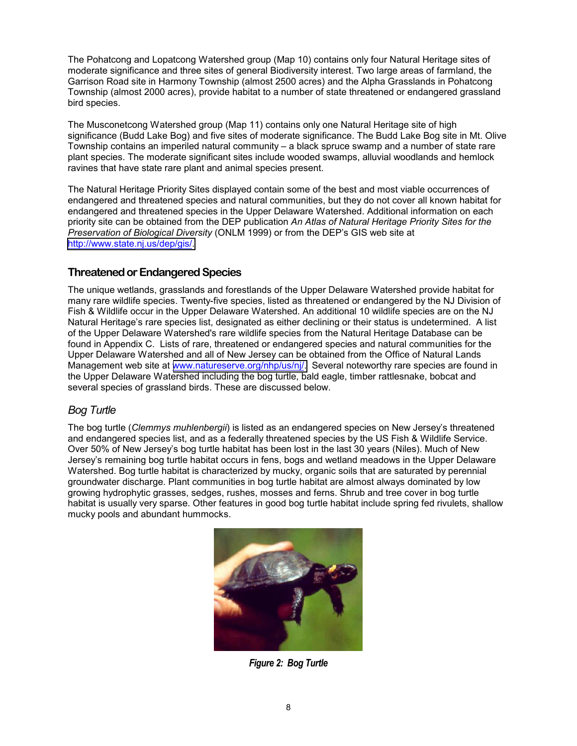The Pohatcong and Lopatcong Watershed group (Map 10) contains only four Natural Heritage sites of moderate significance and three sites of general Biodiversity interest. Two large areas of farmland, the Garrison Road site in Harmony Township (almost 2500 acres) and the Alpha Grasslands in Pohatcong Township (almost 2000 acres), provide habitat to a number of state threatened or endangered grassland bird species.

The Musconetcong Watershed group (Map 11) contains only one Natural Heritage site of high significance (Budd Lake Bog) and five sites of moderate significance. The Budd Lake Bog site in Mt. Olive Township contains an imperiled natural community – a black spruce swamp and a number of state rare plant species. The moderate significant sites include wooded swamps, alluvial woodlands and hemlock ravines that have state rare plant and animal species present.

The Natural Heritage Priority Sites displayed contain some of the best and most viable occurrences of endangered and threatened species and natural communities, but they do not cover all known habitat for endangered and threatened species in the Upper Delaware Watershed. Additional information on each priority site can be obtained from the DEP publication *An Atlas of Natural Heritage Priority Sites for the Preservation of Biological Diversity* (ONLM 1999) or from the DEP's GIS web site at http://www.state.nj.us/dep/gis/.

## Threatened or Endangered Species

The unique wetlands, grasslands and forestlands of the Upper Delaware Watershed provide habitat for many rare wildlife species. Twenty-five species, listed as threatened or endangered by the NJ Division of Fish & Wildlife occur in the Upper Delaware Watershed. An additional 10 wildlife species are on the NJ Natural Heritage's rare species list, designated as either declining or their status is undetermined. A list of the Upper Delaware Watershed's rare wildlife species from the Natural Heritage Database can be found in Appendix C. Lists of rare, threatened or endangered species and natural communities for the Upper Delaware Watershed and all of New Jersey can be obtained from the Office of Natural Lands Management web site at www.natureserve.org/nhp/us/nj/. Several noteworthy rare species are found in the Upper Delaware Watershed including the bog turtle, bald eagle, timber rattlesnake, bobcat and several species of grassland birds. These are discussed below.

### *Bog Turtle*

The bog turtle (*Clemmys muhlenbergii*) is listed as an endangered species on New Jersey's threatened and endangered species list, and as a federally threatened species by the US Fish & Wildlife Service. Over 50% of New Jersey's bog turtle habitat has been lost in the last 30 years (Niles). Much of New Jersey's remaining bog turtle habitat occurs in fens, bogs and wetland meadows in the Upper Delaware Watershed. Bog turtle habitat is characterized by mucky, organic soils that are saturated by perennial groundwater discharge. Plant communities in bog turtle habitat are almost always dominated by low growing hydrophytic grasses, sedges, rushes, mosses and ferns. Shrub and tree cover in bog turtle habitat is usually very sparse. Other features in good bog turtle habitat include spring fed rivulets, shallow mucky pools and abundant hummocks.

***Figure 2: Bog Turtle***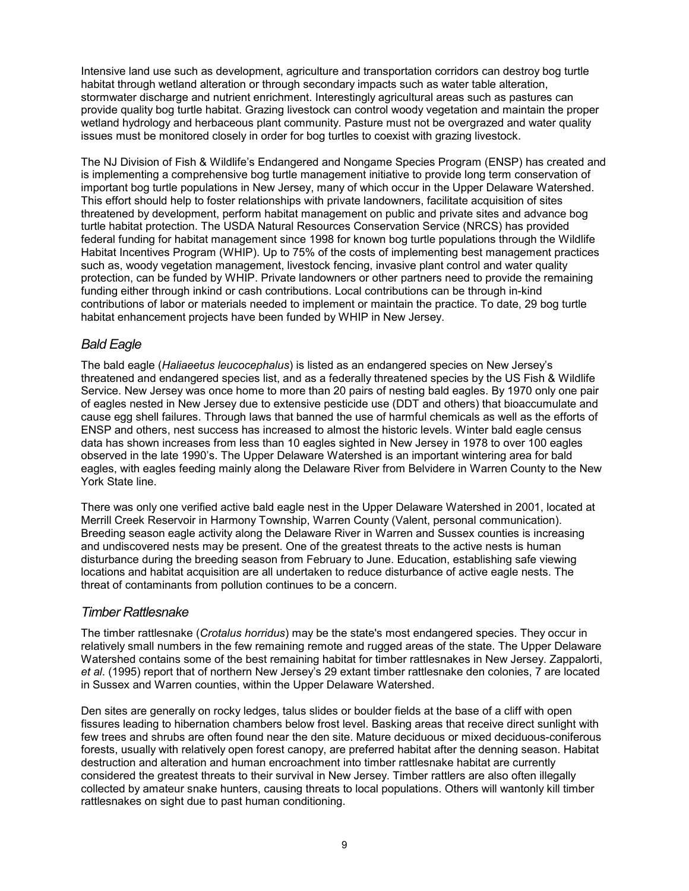Intensive land use such as development, agriculture and transportation corridors can destroy bog turtle habitat through wetland alteration or through secondary impacts such as water table alteration, stormwater discharge and nutrient enrichment. Interestingly agricultural areas such as pastures can provide quality bog turtle habitat. Grazing livestock can control woody vegetation and maintain the proper wetland hydrology and herbaceous plant community. Pasture must not be overgrazed and water quality issues must be monitored closely in order for bog turtles to coexist with grazing livestock.

The NJ Division of Fish & Wildlife's Endangered and Nongame Species Program (ENSP) has created and is implementing a comprehensive bog turtle management initiative to provide long term conservation of important bog turtle populations in New Jersey, many of which occur in the Upper Delaware Watershed. This effort should help to foster relationships with private landowners, facilitate acquisition of sites threatened by development, perform habitat management on public and private sites and advance bog turtle habitat protection. The USDA Natural Resources Conservation Service (NRCS) has provided federal funding for habitat management since 1998 for known bog turtle populations through the Wildlife Habitat Incentives Program (WHIP). Up to 75% of the costs of implementing best management practices such as, woody vegetation management, livestock fencing, invasive plant control and water quality protection, can be funded by WHIP. Private landowners or other partners need to provide the remaining funding either through inkind or cash contributions. Local contributions can be through in-kind contributions of labor or materials needed to implement or maintain the practice. To date, 29 bog turtle habitat enhancement projects have been funded by WHIP in New Jersey.

### *Bald Eagle*

The bald eagle (*Haliaeetus leucocephalus*) is listed as an endangered species on New Jersey's threatened and endangered species list, and as a federally threatened species by the US Fish & Wildlife Service. New Jersey was once home to more than 20 pairs of nesting bald eagles. By 1970 only one pair of eagles nested in New Jersey due to extensive pesticide use (DDT and others) that bioaccumulate and cause egg shell failures. Through laws that banned the use of harmful chemicals as well as the efforts of ENSP and others, nest success has increased to almost the historic levels. Winter bald eagle census data has shown increases from less than 10 eagles sighted in New Jersey in 1978 to over 100 eagles observed in the late 1990's. The Upper Delaware Watershed is an important wintering area for bald eagles, with eagles feeding mainly along the Delaware River from Belvidere in Warren County to the New York State line.

There was only one verified active bald eagle nest in the Upper Delaware Watershed in 2001, located at Merrill Creek Reservoir in Harmony Township, Warren County (Valent, personal communication). Breeding season eagle activity along the Delaware River in Warren and Sussex counties is increasing and undiscovered nests may be present. One of the greatest threats to the active nests is human disturbance during the breeding season from February to June. Education, establishing safe viewing locations and habitat acquisition are all undertaken to reduce disturbance of active eagle nests. The threat of contaminants from pollution continues to be a concern.

### *Timber Rattlesnake*

The timber rattlesnake (*Crotalus horridus*) may be the state's most endangered species. They occur in relatively small numbers in the few remaining remote and rugged areas of the state. The Upper Delaware Watershed contains some of the best remaining habitat for timber rattlesnakes in New Jersey. Zappalorti, *et al*. (1995) report that of northern New Jersey's 29 extant timber rattlesnake den colonies, 7 are located in Sussex and Warren counties, within the Upper Delaware Watershed.

Den sites are generally on rocky ledges, talus slides or boulder fields at the base of a cliff with open fissures leading to hibernation chambers below frost level. Basking areas that receive direct sunlight with few trees and shrubs are often found near the den site. Mature deciduous or mixed deciduous-coniferous forests, usually with relatively open forest canopy, are preferred habitat after the denning season. Habitat destruction and alteration and human encroachment into timber rattlesnake habitat are currently considered the greatest threats to their survival in New Jersey. Timber rattlers are also often illegally collected by amateur snake hunters, causing threats to local populations. Others will wantonly kill timber rattlesnakes on sight due to past human conditioning.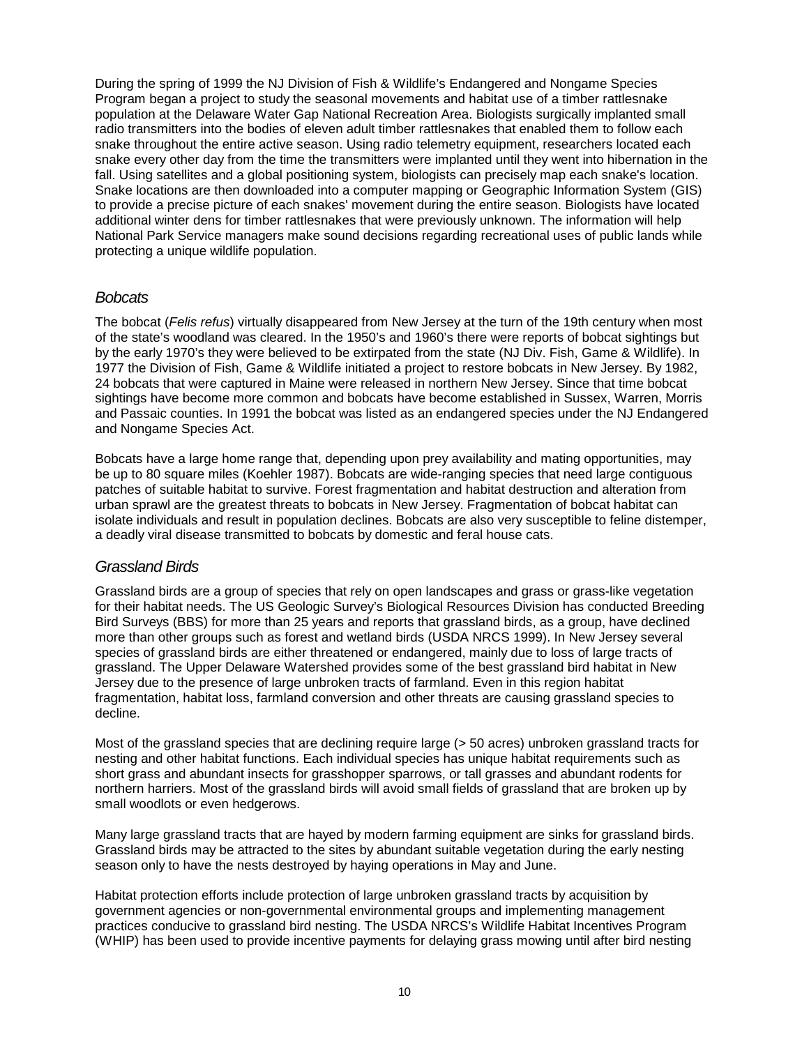During the spring of 1999 the NJ Division of Fish & Wildlife's Endangered and Nongame Species Program began a project to study the seasonal movements and habitat use of a timber rattlesnake population at the Delaware Water Gap National Recreation Area. Biologists surgically implanted small radio transmitters into the bodies of eleven adult timber rattlesnakes that enabled them to follow each snake throughout the entire active season. Using radio telemetry equipment, researchers located each snake every other day from the time the transmitters were implanted until they went into hibernation in the fall. Using satellites and a global positioning system, biologists can precisely map each snake's location. Snake locations are then downloaded into a computer mapping or Geographic Information System (GIS) to provide a precise picture of each snakes' movement during the entire season. Biologists have located additional winter dens for timber rattlesnakes that were previously unknown. The information will help National Park Service managers make sound decisions regarding recreational uses of public lands while protecting a unique wildlife population.

### *Bobcats*

The bobcat (*Felis refus*) virtually disappeared from New Jersey at the turn of the 19th century when most of the state's woodland was cleared. In the 1950's and 1960's there were reports of bobcat sightings but by the early 1970's they were believed to be extirpated from the state (NJ Div. Fish, Game & Wildlife). In 1977 the Division of Fish, Game & Wildlife initiated a project to restore bobcats in New Jersey. By 1982, 24 bobcats that were captured in Maine were released in northern New Jersey. Since that time bobcat sightings have become more common and bobcats have become established in Sussex, Warren, Morris and Passaic counties. In 1991 the bobcat was listed as an endangered species under the NJ Endangered and Nongame Species Act.

Bobcats have a large home range that, depending upon prey availability and mating opportunities, may be up to 80 square miles (Koehler 1987). Bobcats are wide-ranging species that need large contiguous patches of suitable habitat to survive. Forest fragmentation and habitat destruction and alteration from urban sprawl are the greatest threats to bobcats in New Jersey. Fragmentation of bobcat habitat can isolate individuals and result in population declines. Bobcats are also very susceptible to feline distemper, a deadly viral disease transmitted to bobcats by domestic and feral house cats.

### *Grassland Birds*

Grassland birds are a group of species that rely on open landscapes and grass or grass-like vegetation for their habitat needs. The US Geologic Survey's Biological Resources Division has conducted Breeding Bird Surveys (BBS) for more than 25 years and reports that grassland birds, as a group, have declined more than other groups such as forest and wetland birds (USDA NRCS 1999). In New Jersey several species of grassland birds are either threatened or endangered, mainly due to loss of large tracts of grassland. The Upper Delaware Watershed provides some of the best grassland bird habitat in New Jersey due to the presence of large unbroken tracts of farmland. Even in this region habitat fragmentation, habitat loss, farmland conversion and other threats are causing grassland species to decline.

Most of the grassland species that are declining require large (> 50 acres) unbroken grassland tracts for nesting and other habitat functions. Each individual species has unique habitat requirements such as short grass and abundant insects for grasshopper sparrows, or tall grasses and abundant rodents for northern harriers. Most of the grassland birds will avoid small fields of grassland that are broken up by small woodlots or even hedgerows.

Many large grassland tracts that are hayed by modern farming equipment are sinks for grassland birds. Grassland birds may be attracted to the sites by abundant suitable vegetation during the early nesting season only to have the nests destroyed by haying operations in May and June.

Habitat protection efforts include protection of large unbroken grassland tracts by acquisition by government agencies or non-governmental environmental groups and implementing management practices conducive to grassland bird nesting. The USDA NRCS's Wildlife Habitat Incentives Program (WHIP) has been used to provide incentive payments for delaying grass mowing until after bird nesting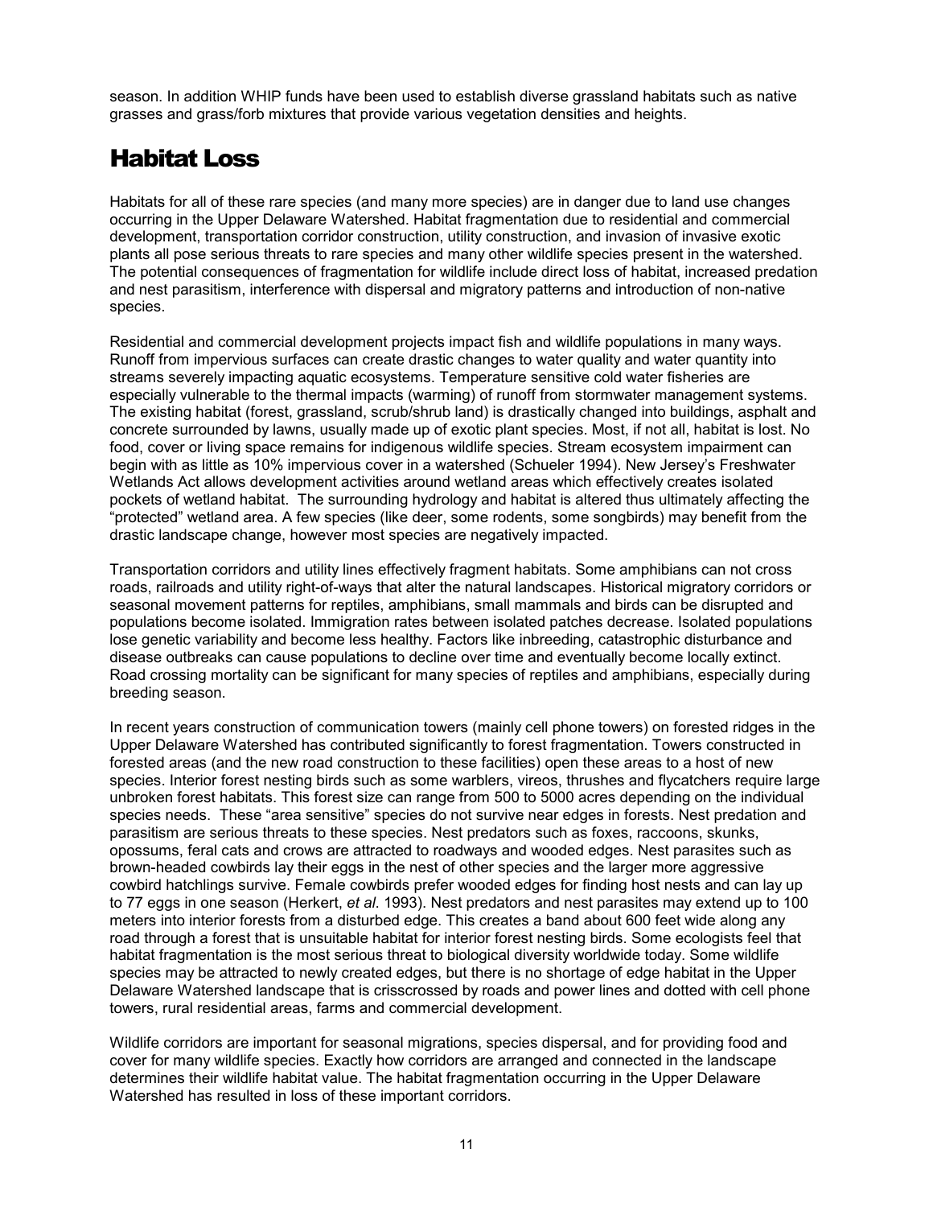season. In addition WHIP funds have been used to establish diverse grassland habitats such as native grasses and grass/forb mixtures that provide various vegetation densities and heights.

# Habitat Loss

Habitats for all of these rare species (and many more species) are in danger due to land use changes occurring in the Upper Delaware Watershed. Habitat fragmentation due to residential and commercial development, transportation corridor construction, utility construction, and invasion of invasive exotic plants all pose serious threats to rare species and many other wildlife species present in the watershed. The potential consequences of fragmentation for wildlife include direct loss of habitat, increased predation and nest parasitism, interference with dispersal and migratory patterns and introduction of non-native species.

Residential and commercial development projects impact fish and wildlife populations in many ways. Runoff from impervious surfaces can create drastic changes to water quality and water quantity into streams severely impacting aquatic ecosystems. Temperature sensitive cold water fisheries are especially vulnerable to the thermal impacts (warming) of runoff from stormwater management systems. The existing habitat (forest, grassland, scrub/shrub land) is drastically changed into buildings, asphalt and concrete surrounded by lawns, usually made up of exotic plant species. Most, if not all, habitat is lost. No food, cover or living space remains for indigenous wildlife species. Stream ecosystem impairment can begin with as little as 10% impervious cover in a watershed (Schueler 1994). New Jersey's Freshwater Wetlands Act allows development activities around wetland areas which effectively creates isolated pockets of wetland habitat. The surrounding hydrology and habitat is altered thus ultimately affecting the "protected" wetland area. A few species (like deer, some rodents, some songbirds) may benefit from the drastic landscape change, however most species are negatively impacted.

Transportation corridors and utility lines effectively fragment habitats. Some amphibians can not cross roads, railroads and utility right-of-ways that alter the natural landscapes. Historical migratory corridors or seasonal movement patterns for reptiles, amphibians, small mammals and birds can be disrupted and populations become isolated. Immigration rates between isolated patches decrease. Isolated populations lose genetic variability and become less healthy. Factors like inbreeding, catastrophic disturbance and disease outbreaks can cause populations to decline over time and eventually become locally extinct. Road crossing mortality can be significant for many species of reptiles and amphibians, especially during breeding season.

In recent years construction of communication towers (mainly cell phone towers) on forested ridges in the Upper Delaware Watershed has contributed significantly to forest fragmentation. Towers constructed in forested areas (and the new road construction to these facilities) open these areas to a host of new species. Interior forest nesting birds such as some warblers, vireos, thrushes and flycatchers require large unbroken forest habitats. This forest size can range from 500 to 5000 acres depending on the individual species needs. These "area sensitive" species do not survive near edges in forests. Nest predation and parasitism are serious threats to these species. Nest predators such as foxes, raccoons, skunks, opossums, feral cats and crows are attracted to roadways and wooded edges. Nest parasites such as brown-headed cowbirds lay their eggs in the nest of other species and the larger more aggressive cowbird hatchlings survive. Female cowbirds prefer wooded edges for finding host nests and can lay up to 77 eggs in one season (Herkert, *et al*. 1993). Nest predators and nest parasites may extend up to 100 meters into interior forests from a disturbed edge. This creates a band about 600 feet wide along any road through a forest that is unsuitable habitat for interior forest nesting birds. Some ecologists feel that habitat fragmentation is the most serious threat to biological diversity worldwide today. Some wildlife species may be attracted to newly created edges, but there is no shortage of edge habitat in the Upper Delaware Watershed landscape that is crisscrossed by roads and power lines and dotted with cell phone towers, rural residential areas, farms and commercial development.

Wildlife corridors are important for seasonal migrations, species dispersal, and for providing food and cover for many wildlife species. Exactly how corridors are arranged and connected in the landscape determines their wildlife habitat value. The habitat fragmentation occurring in the Upper Delaware Watershed has resulted in loss of these important corridors.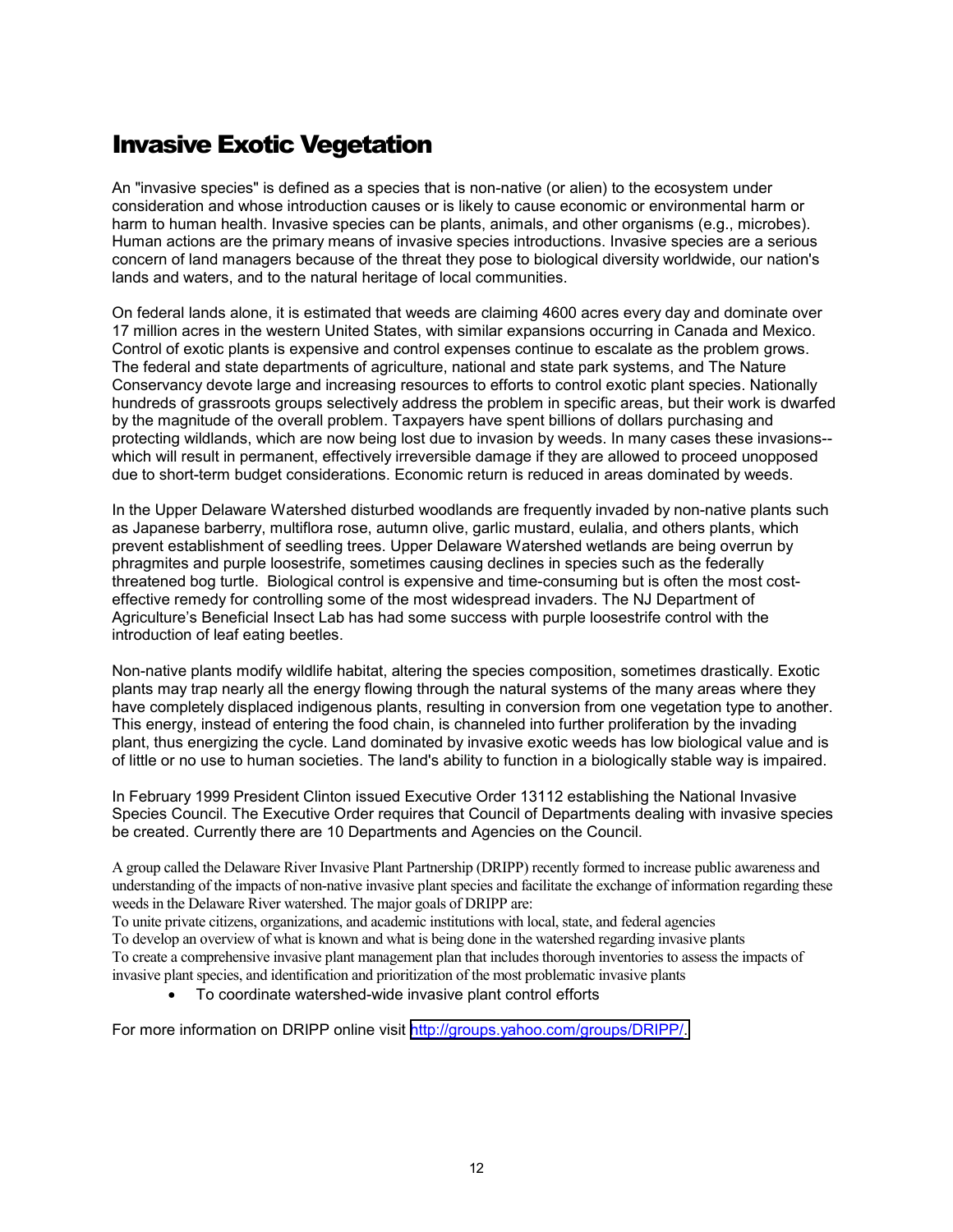# Invasive Exotic Vegetation

An "invasive species" is defined as a species that is non-native (or alien) to the ecosystem under consideration and whose introduction causes or is likely to cause economic or environmental harm or harm to human health. Invasive species can be plants, animals, and other organisms (e.g., microbes). Human actions are the primary means of invasive species introductions. Invasive species are a serious concern of land managers because of the threat they pose to biological diversity worldwide, our nation's lands and waters, and to the natural heritage of local communities.

On federal lands alone, it is estimated that weeds are claiming 4600 acres every day and dominate over 17 million acres in the western United States, with similar expansions occurring in Canada and Mexico. Control of exotic plants is expensive and control expenses continue to escalate as the problem grows. The federal and state departments of agriculture, national and state park systems, and The Nature Conservancy devote large and increasing resources to efforts to control exotic plant species. Nationally hundreds of grassroots groups selectively address the problem in specific areas, but their work is dwarfed by the magnitude of the overall problem. Taxpayers have spent billions of dollars purchasing and protecting wildlands, which are now being lost due to invasion by weeds. In many cases these invasions--which will result in permanent, effectively irreversible damage if they are allowed to proceed unopposed due to short-term budget considerations. Economic return is reduced in areas dominated by weeds.

In the Upper Delaware Watershed disturbed woodlands are frequently invaded by non-native plants such as Japanese barberry, multiflora rose, autumn olive, garlic mustard, eulalia, and others plants, which prevent establishment of seedling trees. Upper Delaware Watershed wetlands are being overrun by phragmites and purple loosestrife, sometimes causing declines in species such as the federally threatened bog turtle. Biological control is expensive and time-consuming but is often the most cost-effective remedy for controlling some of the most widespread invaders. The NJ Department of Agriculture's Beneficial Insect Lab has had some success with purple loosestrife control with the introduction of leaf eating beetles.

Non-native plants modify wildlife habitat, altering the species composition, sometimes drastically. Exotic plants may trap nearly all the energy flowing through the natural systems of the many areas where they have completely displaced indigenous plants, resulting in conversion from one vegetation type to another. This energy, instead of entering the food chain, is channeled into further proliferation by the invading plant, thus energizing the cycle. Land dominated by invasive exotic weeds has low biological value and is of little or no use to human societies. The land's ability to function in a biologically stable way is impaired.

In February 1999 President Clinton issued Executive Order 13112 establishing the National Invasive Species Council. The Executive Order requires that Council of Departments dealing with invasive species be created. Currently there are 10 Departments and Agencies on the Council.

A group called the Delaware River Invasive Plant Partnership (DRIPP) recently formed to increase public awareness and understanding of the impacts of non-native invasive plant species and facilitate the exchange of information regarding these weeds in the Delaware River watershed. The major goals of DRIPP are:

To unite private citizens, organizations, and academic institutions with local, state, and federal agencies

To develop an overview of what is known and what is being done in the watershed regarding invasive plants

To create a comprehensive invasive plant management plan that includes thorough inventories to assess the impacts of invasive plant species, and identification and prioritization of the most problematic invasive plants

- To coordinate watershed-wide invasive plant control efforts

For more information on DRIPP online visit http://groups.yahoo.com/groups/DRIPP/.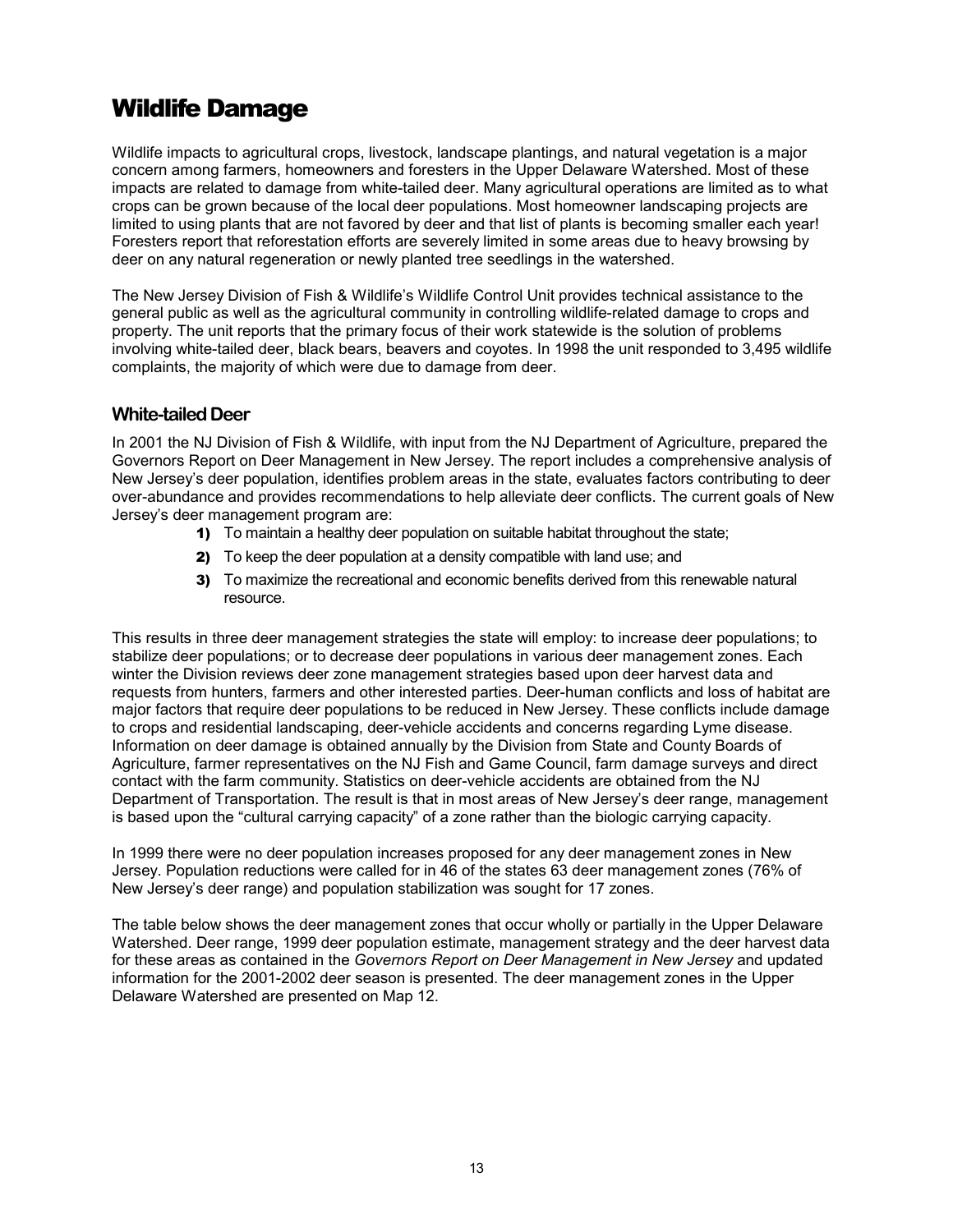# Wildlife Damage

Wildlife impacts to agricultural crops, livestock, landscape plantings, and natural vegetation is a major concern among farmers, homeowners and foresters in the Upper Delaware Watershed. Most of these impacts are related to damage from white-tailed deer. Many agricultural operations are limited as to what crops can be grown because of the local deer populations. Most homeowner landscaping projects are limited to using plants that are not favored by deer and that list of plants is becoming smaller each year! Foresters report that reforestation efforts are severely limited in some areas due to heavy browsing by deer on any natural regeneration or newly planted tree seedlings in the watershed.

The New Jersey Division of Fish & Wildlife's Wildlife Control Unit provides technical assistance to the general public as well as the agricultural community in controlling wildlife-related damage to crops and property. The unit reports that the primary focus of their work statewide is the solution of problems involving white-tailed deer, black bears, beavers and coyotes. In 1998 the unit responded to 3,495 wildlife complaints, the majority of which were due to damage from deer.

## White-tailed Deer

In 2001 the NJ Division of Fish & Wildlife, with input from the NJ Department of Agriculture, prepared the Governors Report on Deer Management in New Jersey. The report includes a comprehensive analysis of New Jersey's deer population, identifies problem areas in the state, evaluates factors contributing to deer over-abundance and provides recommendations to help alleviate deer conflicts. The current goals of New Jersey's deer management program are:

1) To maintain a healthy deer population on suitable habitat throughout the state;
2) To keep the deer population at a density compatible with land use; and
3) To maximize the recreational and economic benefits derived from this renewable natural resource.

This results in three deer management strategies the state will employ: to increase deer populations; to stabilize deer populations; or to decrease deer populations in various deer management zones. Each winter the Division reviews deer zone management strategies based upon deer harvest data and requests from hunters, farmers and other interested parties. Deer-human conflicts and loss of habitat are major factors that require deer populations to be reduced in New Jersey. These conflicts include damage to crops and residential landscaping, deer-vehicle accidents and concerns regarding Lyme disease. Information on deer damage is obtained annually by the Division from State and County Boards of Agriculture, farmer representatives on the NJ Fish and Game Council, farm damage surveys and direct contact with the farm community. Statistics on deer-vehicle accidents are obtained from the NJ Department of Transportation. The result is that in most areas of New Jersey's deer range, management is based upon the "cultural carrying capacity" of a zone rather than the biologic carrying capacity.

In 1999 there were no deer population increases proposed for any deer management zones in New Jersey. Population reductions were called for in 46 of the states 63 deer management zones (76% of New Jersey's deer range) and population stabilization was sought for 17 zones.

The table below shows the deer management zones that occur wholly or partially in the Upper Delaware Watershed. Deer range, 1999 deer population estimate, management strategy and the deer harvest data for these areas as contained in the *Governors Report on Deer Management in New Jersey* and updated information for the 2001-2002 deer season is presented. The deer management zones in the Upper Delaware Watershed are presented on Map 12.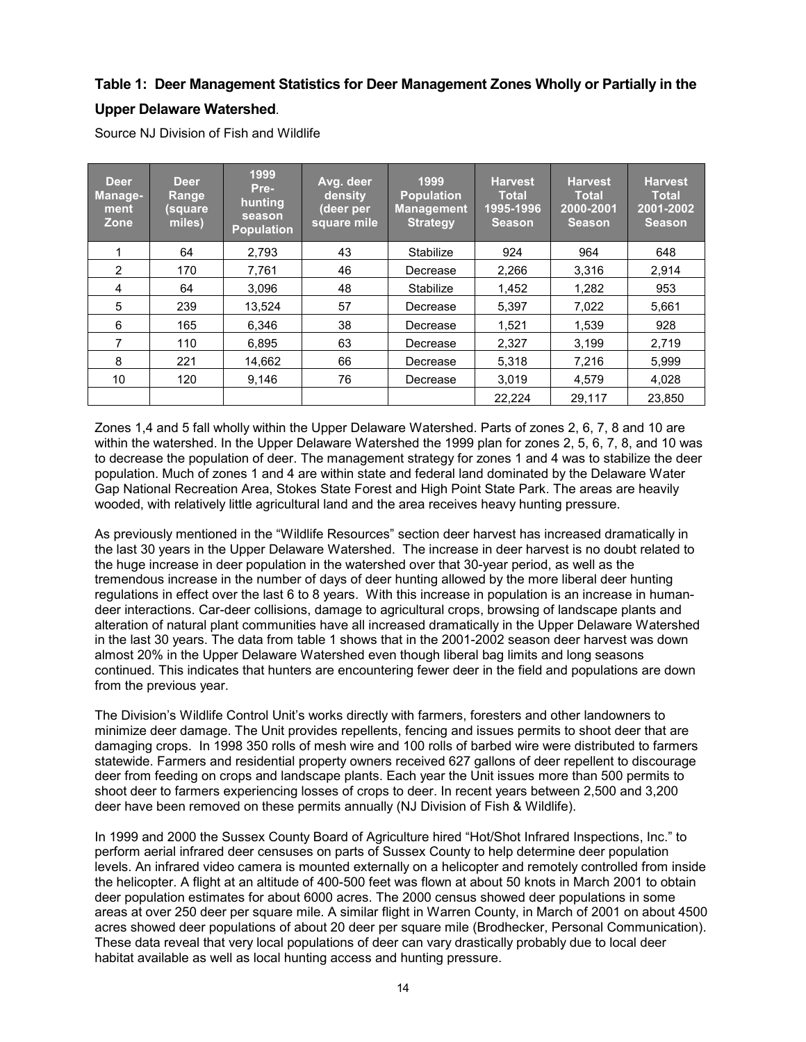**Table 1: Deer Management Statistics for Deer Management Zones Wholly or Partially in the Upper Delaware Watershed**.

Source NJ Division of Fish and Wildlife

| Deer Manage-ment Zone | Deer Range (square miles) | 1999 Pre-hunting season Population | Avg. deer density (deer per square mile | 1999 Population Management Strategy | Harvest Total 1995-1996 Season | Harvest Total 2000-2001 Season | Harvest Total 2001-2002 Season |
|---|---|---|---|---|---|---|---|
| 1 | 64 | 2,793 | 43 | Stabilize | 924 | 964 | 648 |
| 2 | 170 | 7,761 | 46 | Decrease | 2,266 | 3,316 | 2,914 |
| 4 | 64 | 3,096 | 48 | Stabilize | 1,452 | 1,282 | 953 |
| 5 | 239 | 13,524 | 57 | Decrease | 5,397 | 7,022 | 5,661 |
| 6 | 165 | 6,346 | 38 | Decrease | 1,521 | 1,539 | 928 |
| 7 | 110 | 6,895 | 63 | Decrease | 2,327 | 3,199 | 2,719 |
| 8 | 221 | 14,662 | 66 | Decrease | 5,318 | 7,216 | 5,999 |
| 10 | 120 | 9,146 | 76 | Decrease | 3,019 | 4,579 | 4,028 |
| | | | | | 22,224 | 29,117 | 23,850 |

Zones 1,4 and 5 fall wholly within the Upper Delaware Watershed. Parts of zones 2, 6, 7, 8 and 10 are within the watershed. In the Upper Delaware Watershed the 1999 plan for zones 2, 5, 6, 7, 8, and 10 was to decrease the population of deer. The management strategy for zones 1 and 4 was to stabilize the deer population. Much of zones 1 and 4 are within state and federal land dominated by the Delaware Water Gap National Recreation Area, Stokes State Forest and High Point State Park. The areas are heavily wooded, with relatively little agricultural land and the area receives heavy hunting pressure.

As previously mentioned in the "Wildlife Resources" section deer harvest has increased dramatically in the last 30 years in the Upper Delaware Watershed. The increase in deer harvest is no doubt related to the huge increase in deer population in the watershed over that 30-year period, as well as the tremendous increase in the number of days of deer hunting allowed by the more liberal deer hunting regulations in effect over the last 6 to 8 years. With this increase in population is an increase in human-deer interactions. Car-deer collisions, damage to agricultural crops, browsing of landscape plants and alteration of natural plant communities have all increased dramatically in the Upper Delaware Watershed in the last 30 years. The data from table 1 shows that in the 2001-2002 season deer harvest was down almost 20% in the Upper Delaware Watershed even though liberal bag limits and long seasons continued. This indicates that hunters are encountering fewer deer in the field and populations are down from the previous year.

The Division's Wildlife Control Unit's works directly with farmers, foresters and other landowners to minimize deer damage. The Unit provides repellents, fencing and issues permits to shoot deer that are damaging crops. In 1998 350 rolls of mesh wire and 100 rolls of barbed wire were distributed to farmers statewide. Farmers and residential property owners received 627 gallons of deer repellent to discourage deer from feeding on crops and landscape plants. Each year the Unit issues more than 500 permits to shoot deer to farmers experiencing losses of crops to deer. In recent years between 2,500 and 3,200 deer have been removed on these permits annually (NJ Division of Fish & Wildlife).

In 1999 and 2000 the Sussex County Board of Agriculture hired "Hot/Shot Infrared Inspections, Inc." to perform aerial infrared deer censuses on parts of Sussex County to help determine deer population levels. An infrared video camera is mounted externally on a helicopter and remotely controlled from inside the helicopter. A flight at an altitude of 400-500 feet was flown at about 50 knots in March 2001 to obtain deer population estimates for about 6000 acres. The 2000 census showed deer populations in some areas at over 250 deer per square mile. A similar flight in Warren County, in March of 2001 on about 4500 acres showed deer populations of about 20 deer per square mile (Brodhecker, Personal Communication). These data reveal that very local populations of deer can vary drastically probably due to local deer habitat available as well as local hunting access and hunting pressure.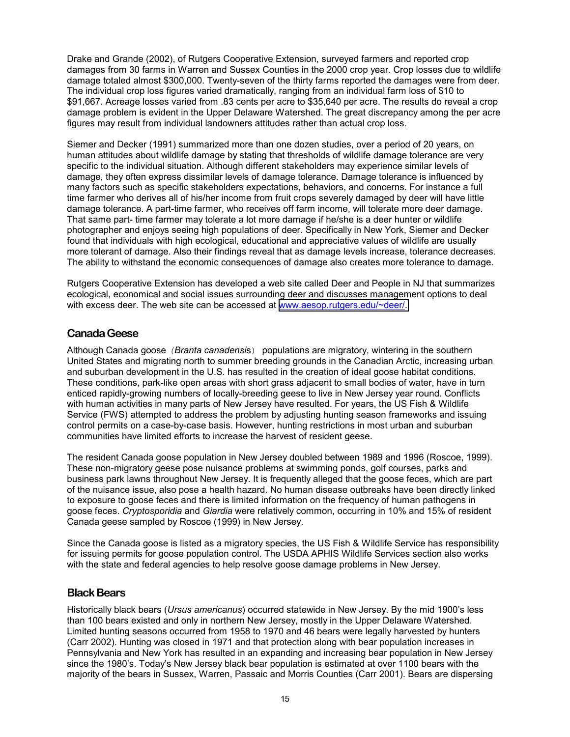Drake and Grande (2002), of Rutgers Cooperative Extension, surveyed farmers and reported crop damages from 30 farms in Warren and Sussex Counties in the 2000 crop year. Crop losses due to wildlife damage totaled almost $300,000. Twenty-seven of the thirty farms reported the damages were from deer. The individual crop loss figures varied dramatically, ranging from an individual farm loss of $10 to $91,667. Acreage losses varied from .83 cents per acre to $35,640 per acre. The results do reveal a crop damage problem is evident in the Upper Delaware Watershed. The great discrepancy among the per acre figures may result from individual landowners attitudes rather than actual crop loss.

Siemer and Decker (1991) summarized more than one dozen studies, over a period of 20 years, on human attitudes about wildlife damage by stating that thresholds of wildlife damage tolerance are very specific to the individual situation. Although different stakeholders may experience similar levels of damage, they often express dissimilar levels of damage tolerance. Damage tolerance is influenced by many factors such as specific stakeholders expectations, behaviors, and concerns. For instance a full time farmer who derives all of his/her income from fruit crops severely damaged by deer will have little damage tolerance. A part-time farmer, who receives off farm income, will tolerate more deer damage. That same part- time farmer may tolerate a lot more damage if he/she is a deer hunter or wildlife photographer and enjoys seeing high populations of deer. Specifically in New York, Siemer and Decker found that individuals with high ecological, educational and appreciative values of wildlife are usually more tolerant of damage. Also their findings reveal that as damage levels increase, tolerance decreases. The ability to withstand the economic consequences of damage also creates more tolerance to damage.

Rutgers Cooperative Extension has developed a web site called Deer and People in NJ that summarizes ecological, economical and social issues surrounding deer and discusses management options to deal with excess deer. The web site can be accessed at www.aesop.rutgers.edu/~deer/.

## Canada Geese

Although Canada goose (*Branta canadensis*) populations are migratory, wintering in the southern United States and migrating north to summer breeding grounds in the Canadian Arctic, increasing urban and suburban development in the U.S. has resulted in the creation of ideal goose habitat conditions. These conditions, park-like open areas with short grass adjacent to small bodies of water, have in turn enticed rapidly-growing numbers of locally-breeding geese to live in New Jersey year round. Conflicts with human activities in many parts of New Jersey have resulted. For years, the US Fish & Wildlife Service (FWS) attempted to address the problem by adjusting hunting season frameworks and issuing control permits on a case-by-case basis. However, hunting restrictions in most urban and suburban communities have limited efforts to increase the harvest of resident geese.

The resident Canada goose population in New Jersey doubled between 1989 and 1996 (Roscoe, 1999). These non-migratory geese pose nuisance problems at swimming ponds, golf courses, parks and business park lawns throughout New Jersey. It is frequently alleged that the goose feces, which are part of the nuisance issue, also pose a health hazard. No human disease outbreaks have been directly linked to exposure to goose feces and there is limited information on the frequency of human pathogens in goose feces. *Cryptosporidia* and *Giardia* were relatively common, occurring in 10% and 15% of resident Canada geese sampled by Roscoe (1999) in New Jersey.

Since the Canada goose is listed as a migratory species, the US Fish & Wildlife Service has responsibility for issuing permits for goose population control. The USDA APHIS Wildlife Services section also works with the state and federal agencies to help resolve goose damage problems in New Jersey.

## Black Bears

Historically black bears (*Ursus americanus*) occurred statewide in New Jersey. By the mid 1900's less than 100 bears existed and only in northern New Jersey, mostly in the Upper Delaware Watershed. Limited hunting seasons occurred from 1958 to 1970 and 46 bears were legally harvested by hunters (Carr 2002). Hunting was closed in 1971 and that protection along with bear population increases in Pennsylvania and New York has resulted in an expanding and increasing bear population in New Jersey since the 1980's. Today's New Jersey black bear population is estimated at over 1100 bears with the majority of the bears in Sussex, Warren, Passaic and Morris Counties (Carr 2001). Bears are dispersing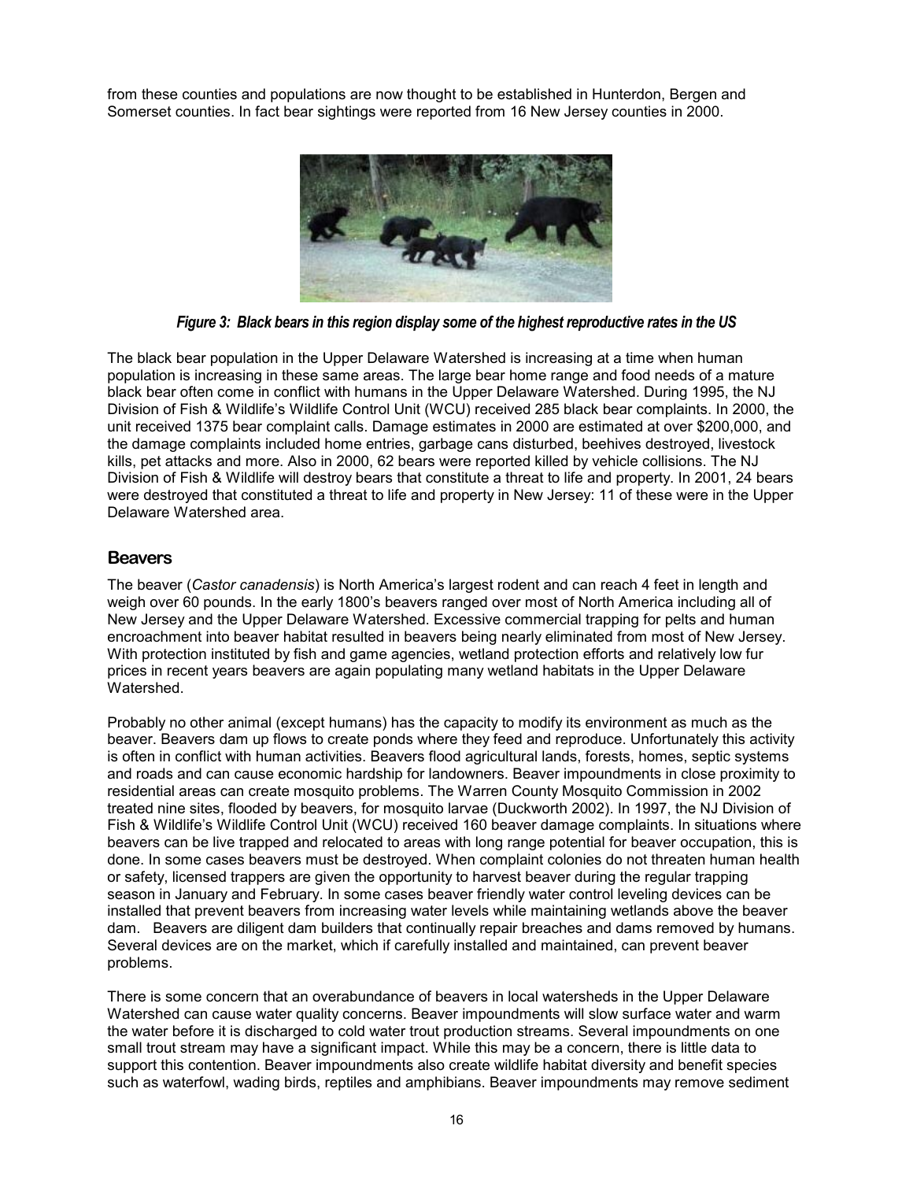from these counties and populations are now thought to be established in Hunterdon, Bergen and Somerset counties. In fact bear sightings were reported from 16 New Jersey counties in 2000.

***Figure 3: Black bears in this region display some of the highest reproductive rates in the US***

The black bear population in the Upper Delaware Watershed is increasing at a time when human population is increasing in these same areas. The large bear home range and food needs of a mature black bear often come in conflict with humans in the Upper Delaware Watershed. During 1995, the NJ Division of Fish & Wildlife's Wildlife Control Unit (WCU) received 285 black bear complaints. In 2000, the unit received 1375 bear complaint calls. Damage estimates in 2000 are estimated at over $200,000, and the damage complaints included home entries, garbage cans disturbed, beehives destroyed, livestock kills, pet attacks and more. Also in 2000, 62 bears were reported killed by vehicle collisions. The NJ Division of Fish & Wildlife will destroy bears that constitute a threat to life and property. In 2001, 24 bears were destroyed that constituted a threat to life and property in New Jersey: 11 of these were in the Upper Delaware Watershed area.

## Beavers

The beaver (*Castor canadensis*) is North America's largest rodent and can reach 4 feet in length and weigh over 60 pounds. In the early 1800's beavers ranged over most of North America including all of New Jersey and the Upper Delaware Watershed. Excessive commercial trapping for pelts and human encroachment into beaver habitat resulted in beavers being nearly eliminated from most of New Jersey. With protection instituted by fish and game agencies, wetland protection efforts and relatively low fur prices in recent years beavers are again populating many wetland habitats in the Upper Delaware Watershed.

Probably no other animal (except humans) has the capacity to modify its environment as much as the beaver. Beavers dam up flows to create ponds where they feed and reproduce. Unfortunately this activity is often in conflict with human activities. Beavers flood agricultural lands, forests, homes, septic systems and roads and can cause economic hardship for landowners. Beaver impoundments in close proximity to residential areas can create mosquito problems. The Warren County Mosquito Commission in 2002 treated nine sites, flooded by beavers, for mosquito larvae (Duckworth 2002). In 1997, the NJ Division of Fish & Wildlife's Wildlife Control Unit (WCU) received 160 beaver damage complaints. In situations where beavers can be live trapped and relocated to areas with long range potential for beaver occupation, this is done. In some cases beavers must be destroyed. When complaint colonies do not threaten human health or safety, licensed trappers are given the opportunity to harvest beaver during the regular trapping season in January and February. In some cases beaver friendly water control leveling devices can be installed that prevent beavers from increasing water levels while maintaining wetlands above the beaver dam. Beavers are diligent dam builders that continually repair breaches and dams removed by humans. Several devices are on the market, which if carefully installed and maintained, can prevent beaver problems.

There is some concern that an overabundance of beavers in local watersheds in the Upper Delaware Watershed can cause water quality concerns. Beaver impoundments will slow surface water and warm the water before it is discharged to cold water trout production streams. Several impoundments on one small trout stream may have a significant impact. While this may be a concern, there is little data to support this contention. Beaver impoundments also create wildlife habitat diversity and benefit species such as waterfowl, wading birds, reptiles and amphibians. Beaver impoundments may remove sediment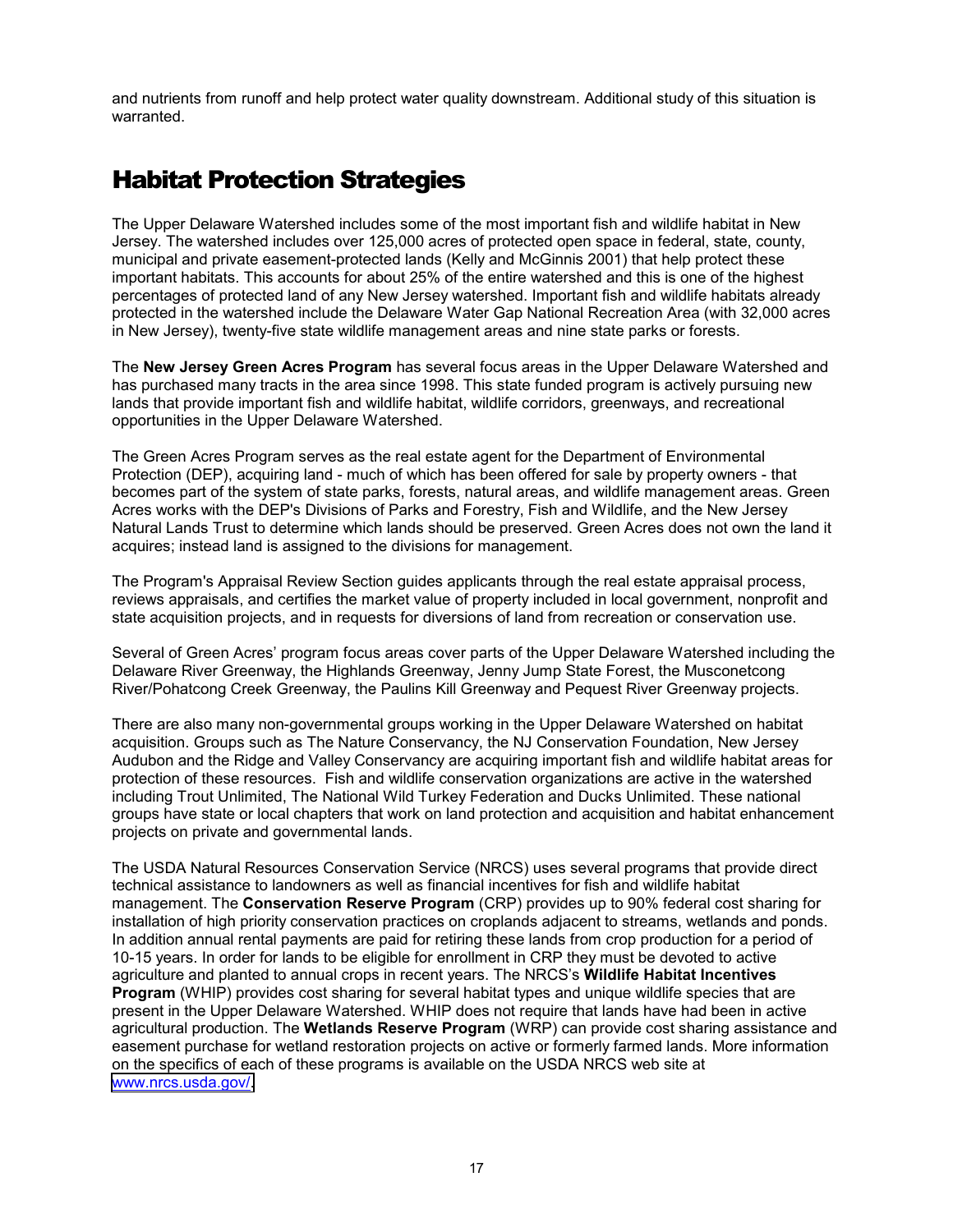and nutrients from runoff and help protect water quality downstream. Additional study of this situation is warranted.

# Habitat Protection Strategies

The Upper Delaware Watershed includes some of the most important fish and wildlife habitat in New Jersey. The watershed includes over 125,000 acres of protected open space in federal, state, county, municipal and private easement-protected lands (Kelly and McGinnis 2001) that help protect these important habitats. This accounts for about 25% of the entire watershed and this is one of the highest percentages of protected land of any New Jersey watershed. Important fish and wildlife habitats already protected in the watershed include the Delaware Water Gap National Recreation Area (with 32,000 acres in New Jersey), twenty-five state wildlife management areas and nine state parks or forests.

The **New Jersey Green Acres Program** has several focus areas in the Upper Delaware Watershed and has purchased many tracts in the area since 1998. This state funded program is actively pursuing new lands that provide important fish and wildlife habitat, wildlife corridors, greenways, and recreational opportunities in the Upper Delaware Watershed.

The Green Acres Program serves as the real estate agent for the Department of Environmental Protection (DEP), acquiring land - much of which has been offered for sale by property owners - that becomes part of the system of state parks, forests, natural areas, and wildlife management areas. Green Acres works with the DEP's Divisions of Parks and Forestry, Fish and Wildlife, and the New Jersey Natural Lands Trust to determine which lands should be preserved. Green Acres does not own the land it acquires; instead land is assigned to the divisions for management.

The Program's Appraisal Review Section guides applicants through the real estate appraisal process, reviews appraisals, and certifies the market value of property included in local government, nonprofit and state acquisition projects, and in requests for diversions of land from recreation or conservation use.

Several of Green Acres' program focus areas cover parts of the Upper Delaware Watershed including the Delaware River Greenway, the Highlands Greenway, Jenny Jump State Forest, the Musconetcong River/Pohatcong Creek Greenway, the Paulins Kill Greenway and Pequest River Greenway projects.

There are also many non-governmental groups working in the Upper Delaware Watershed on habitat acquisition. Groups such as The Nature Conservancy, the NJ Conservation Foundation, New Jersey Audubon and the Ridge and Valley Conservancy are acquiring important fish and wildlife habitat areas for protection of these resources. Fish and wildlife conservation organizations are active in the watershed including Trout Unlimited, The National Wild Turkey Federation and Ducks Unlimited. These national groups have state or local chapters that work on land protection and acquisition and habitat enhancement projects on private and governmental lands.

The USDA Natural Resources Conservation Service (NRCS) uses several programs that provide direct technical assistance to landowners as well as financial incentives for fish and wildlife habitat management. The **Conservation Reserve Program** (CRP) provides up to 90% federal cost sharing for installation of high priority conservation practices on croplands adjacent to streams, wetlands and ponds. In addition annual rental payments are paid for retiring these lands from crop production for a period of 10-15 years. In order for lands to be eligible for enrollment in CRP they must be devoted to active agriculture and planted to annual crops in recent years. The NRCS's **Wildlife Habitat Incentives Program** (WHIP) provides cost sharing for several habitat types and unique wildlife species that are present in the Upper Delaware Watershed. WHIP does not require that lands have had been in active agricultural production. The **Wetlands Reserve Program** (WRP) can provide cost sharing assistance and easement purchase for wetland restoration projects on active or formerly farmed lands. More information on the specifics of each of these programs is available on the USDA NRCS web site at www.nrcs.usda.gov/.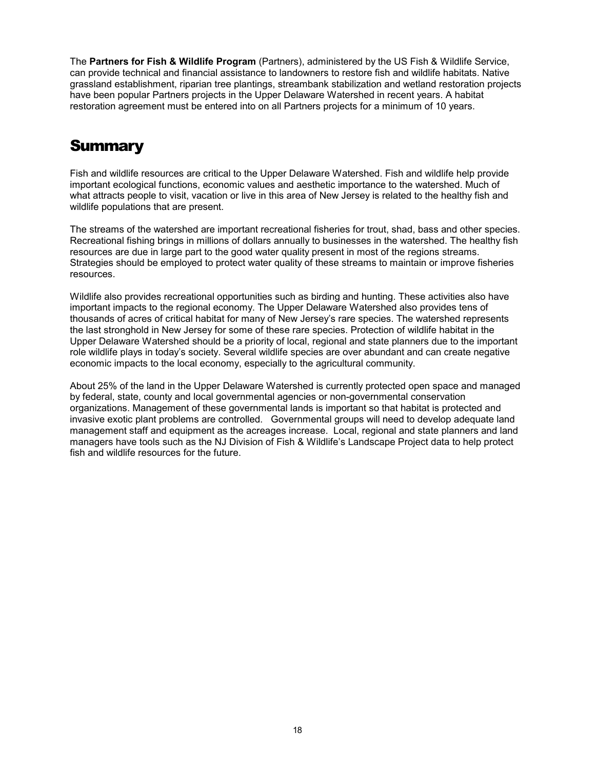The **Partners for Fish & Wildlife Program** (Partners), administered by the US Fish & Wildlife Service, can provide technical and financial assistance to landowners to restore fish and wildlife habitats. Native grassland establishment, riparian tree plantings, streambank stabilization and wetland restoration projects have been popular Partners projects in the Upper Delaware Watershed in recent years. A habitat restoration agreement must be entered into on all Partners projects for a minimum of 10 years.

# Summary

Fish and wildlife resources are critical to the Upper Delaware Watershed. Fish and wildlife help provide important ecological functions, economic values and aesthetic importance to the watershed. Much of what attracts people to visit, vacation or live in this area of New Jersey is related to the healthy fish and wildlife populations that are present.

The streams of the watershed are important recreational fisheries for trout, shad, bass and other species. Recreational fishing brings in millions of dollars annually to businesses in the watershed. The healthy fish resources are due in large part to the good water quality present in most of the regions streams. Strategies should be employed to protect water quality of these streams to maintain or improve fisheries resources.

Wildlife also provides recreational opportunities such as birding and hunting. These activities also have important impacts to the regional economy. The Upper Delaware Watershed also provides tens of thousands of acres of critical habitat for many of New Jersey's rare species. The watershed represents the last stronghold in New Jersey for some of these rare species. Protection of wildlife habitat in the Upper Delaware Watershed should be a priority of local, regional and state planners due to the important role wildlife plays in today's society. Several wildlife species are over abundant and can create negative economic impacts to the local economy, especially to the agricultural community.

About 25% of the land in the Upper Delaware Watershed is currently protected open space and managed by federal, state, county and local governmental agencies or non-governmental conservation organizations. Management of these governmental lands is important so that habitat is protected and invasive exotic plant problems are controlled. Governmental groups will need to develop adequate land management staff and equipment as the acreages increase. Local, regional and state planners and land managers have tools such as the NJ Division of Fish & Wildlife's Landscape Project data to help protect fish and wildlife resources for the future.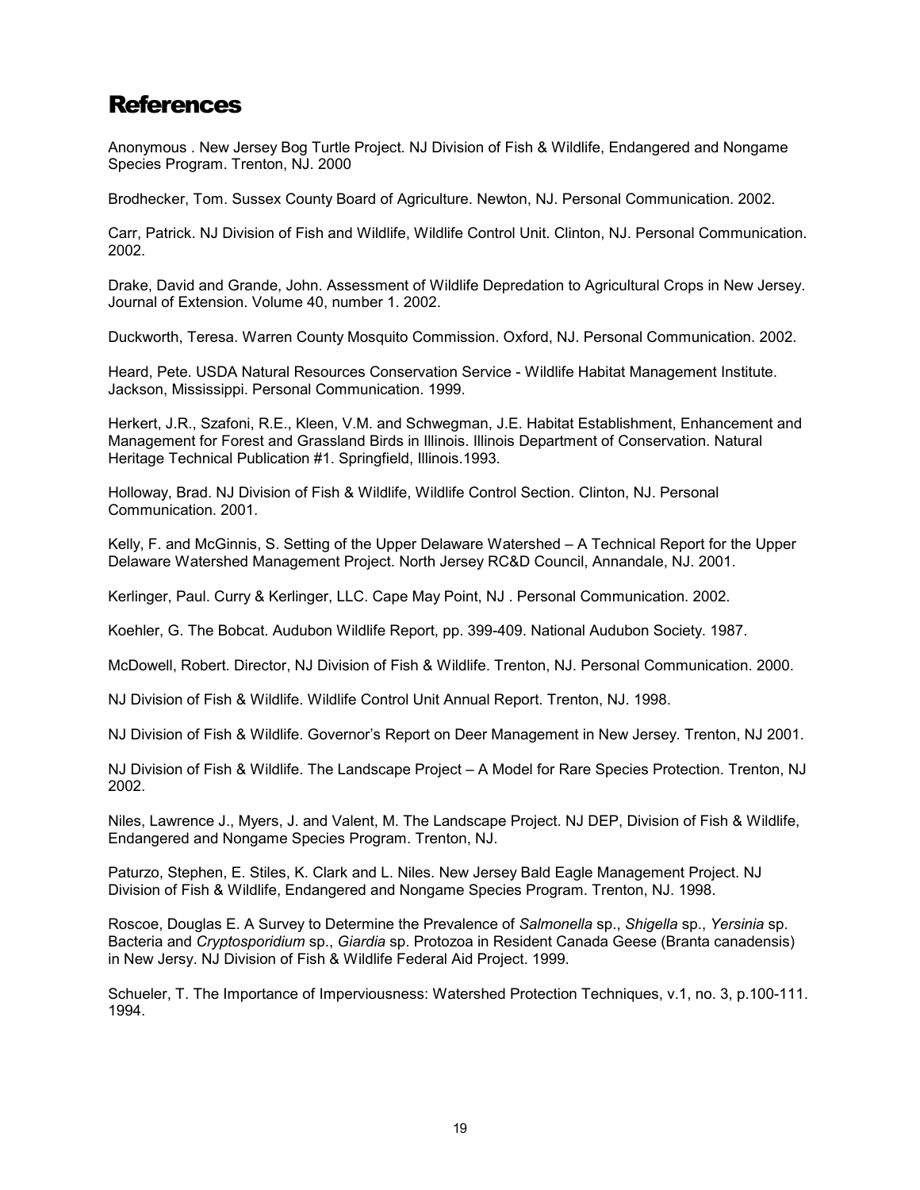# References

Anonymous . New Jersey Bog Turtle Project. NJ Division of Fish & Wildlife, Endangered and Nongame Species Program. Trenton, NJ. 2000

Brodhecker, Tom. Sussex County Board of Agriculture. Newton, NJ. Personal Communication. 2002.

Carr, Patrick. NJ Division of Fish and Wildlife, Wildlife Control Unit. Clinton, NJ. Personal Communication. 2002.

Drake, David and Grande, John. Assessment of Wildlife Depredation to Agricultural Crops in New Jersey. Journal of Extension. Volume 40, number 1. 2002.

Duckworth, Teresa. Warren County Mosquito Commission. Oxford, NJ. Personal Communication. 2002.

Heard, Pete. USDA Natural Resources Conservation Service - Wildlife Habitat Management Institute. Jackson, Mississippi. Personal Communication. 1999.

Herkert, J.R., Szafoni, R.E., Kleen, V.M. and Schwegman, J.E. Habitat Establishment, Enhancement and Management for Forest and Grassland Birds in Illinois. Illinois Department of Conservation. Natural Heritage Technical Publication #1. Springfield, Illinois.1993.

Holloway, Brad. NJ Division of Fish & Wildlife, Wildlife Control Section. Clinton, NJ. Personal Communication. 2001.

Kelly, F. and McGinnis, S. Setting of the Upper Delaware Watershed – A Technical Report for the Upper Delaware Watershed Management Project. North Jersey RC&D Council, Annandale, NJ. 2001.

Kerlinger, Paul. Curry & Kerlinger, LLC. Cape May Point, NJ . Personal Communication. 2002.

Koehler, G. The Bobcat. Audubon Wildlife Report, pp. 399-409. National Audubon Society. 1987.

McDowell, Robert. Director, NJ Division of Fish & Wildlife. Trenton, NJ. Personal Communication. 2000.

NJ Division of Fish & Wildlife. Wildlife Control Unit Annual Report. Trenton, NJ. 1998.

NJ Division of Fish & Wildlife. Governor's Report on Deer Management in New Jersey. Trenton, NJ 2001.

NJ Division of Fish & Wildlife. The Landscape Project – A Model for Rare Species Protection. Trenton, NJ 2002.

Niles, Lawrence J., Myers, J. and Valent, M. The Landscape Project. NJ DEP, Division of Fish & Wildlife, Endangered and Nongame Species Program. Trenton, NJ.

Paturzo, Stephen, E. Stiles, K. Clark and L. Niles. New Jersey Bald Eagle Management Project. NJ Division of Fish & Wildlife, Endangered and Nongame Species Program. Trenton, NJ. 1998.

Roscoe, Douglas E. A Survey to Determine the Prevalence of *Salmonella* sp., *Shigella* sp., *Yersinia* sp. Bacteria and *Cryptosporidium* sp., *Giardia* sp. Protozoa in Resident Canada Geese (Branta canadensis) in New Jersy. NJ Division of Fish & Wildlife Federal Aid Project. 1999.

Schueler, T. The Importance of Imperviousness: Watershed Protection Techniques, v.1, no. 3, p.100-111. 1994.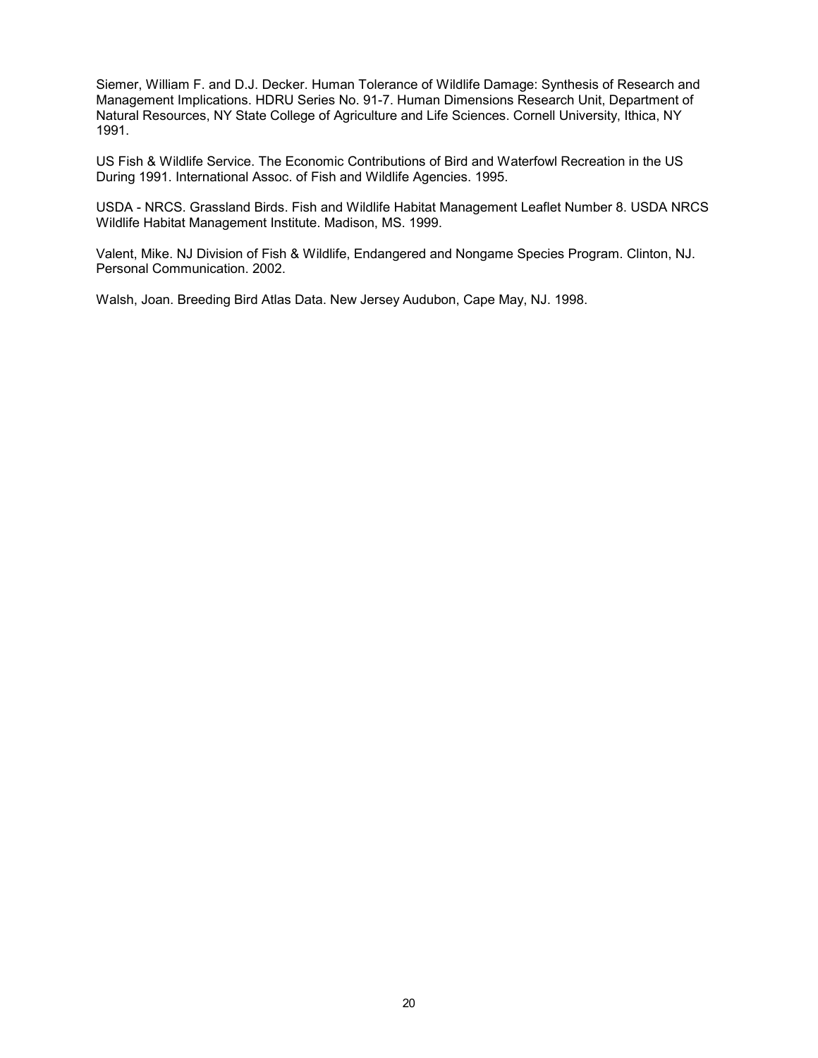Siemer, William F. and D.J. Decker. Human Tolerance of Wildlife Damage: Synthesis of Research and Management Implications. HDRU Series No. 91-7. Human Dimensions Research Unit, Department of Natural Resources, NY State College of Agriculture and Life Sciences. Cornell University, Ithica, NY 1991.

US Fish & Wildlife Service. The Economic Contributions of Bird and Waterfowl Recreation in the US During 1991. International Assoc. of Fish and Wildlife Agencies. 1995.

USDA - NRCS. Grassland Birds. Fish and Wildlife Habitat Management Leaflet Number 8. USDA NRCS Wildlife Habitat Management Institute. Madison, MS. 1999.

Valent, Mike. NJ Division of Fish & Wildlife, Endangered and Nongame Species Program. Clinton, NJ. Personal Communication. 2002.

Walsh, Joan. Breeding Bird Atlas Data. New Jersey Audubon, Cape May, NJ. 1998.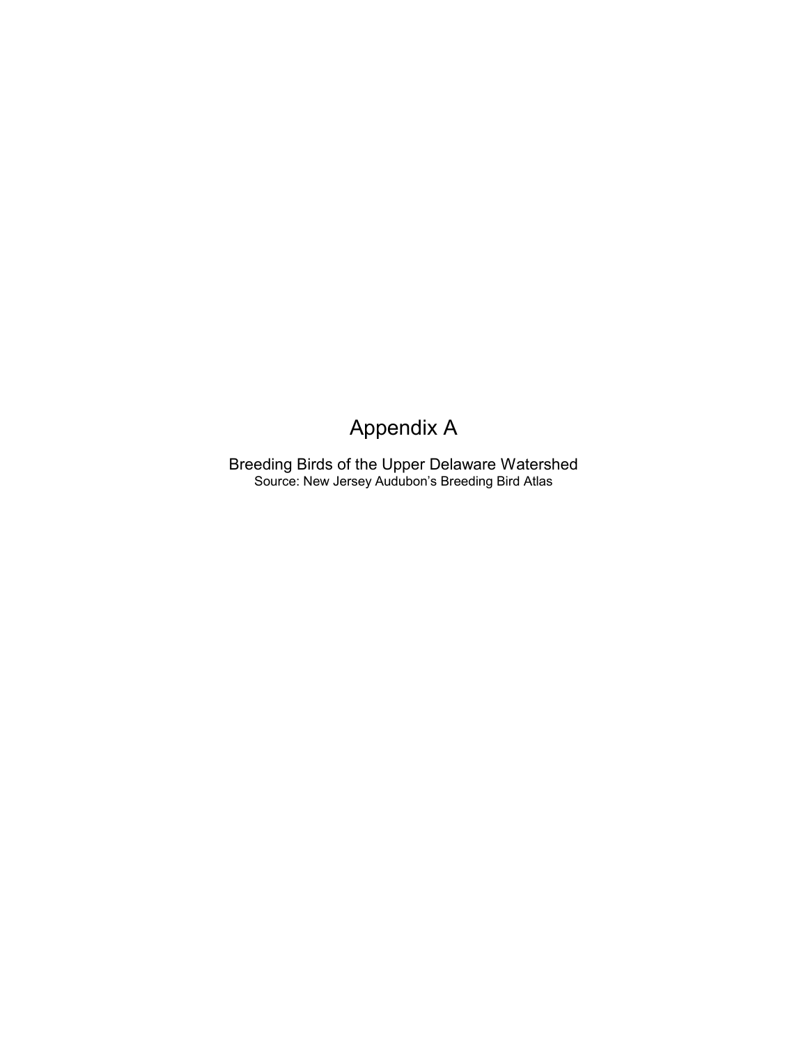# Appendix A

Breeding Birds of the Upper Delaware Watershed

Source: New Jersey Audubon's Breeding Bird Atlas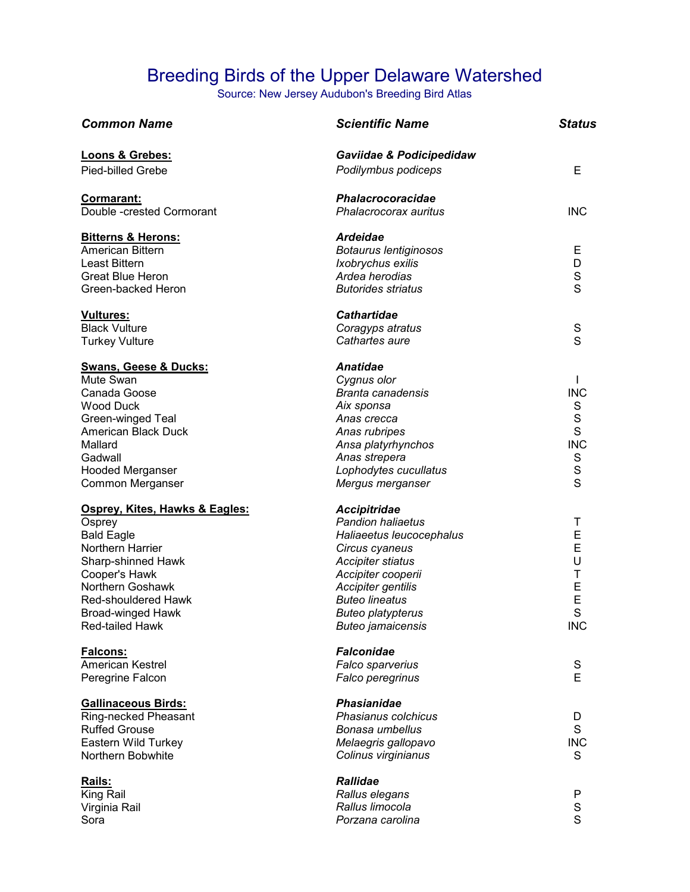# Breeding Birds of the Upper Delaware Watershed

Source: New Jersey Audubon's Breeding Bird Atlas

| *Common Name* | *Scientific Name* | *Status* |
|---|---|---|
| **Loons & Grebes:** | ***Gaviidae & Podicipedidaw*** | |
| Pied-billed Grebe | *Podilymbus podiceps* | E |
| **Cormarant:** | ***Phalacrocoracidae*** | |
| Double -crested Cormorant | *Phalacrocorax auritus* | INC |
| **Bitterns & Herons:** | ***Ardeidae*** | |
| American Bittern | *Botaurus lentiginosos* | E |
| Least Bittern | *Ixobrychus exilis* | D |
| Great Blue Heron | *Ardea herodias* | S |
| Green-backed Heron | *Butorides striatus* | S |
| **Vultures:** | ***Cathartidae*** | |
| Black Vulture | *Coragyps atratus* | S |
| Turkey Vulture | *Cathartes aure* | S |
| **Swans, Geese & Ducks:** | ***Anatidae*** | |
| Mute Swan | *Cygnus olor* | I |
| Canada Goose | *Branta canadensis* | INC |
| Wood Duck | *Aix sponsa* | S |
| Green-winged Teal | *Anas crecca* | S |
| American Black Duck | *Anas rubripes* | S |
| Mallard | *Ansa platyrhynchos* | INC |
| Gadwall | *Anas strepera* | S |
| Hooded Merganser | *Lophodytes cucullatus* | S |
| Common Merganser | *Mergus merganser* | S |
| **Osprey, Kites, Hawks & Eagles:** | ***Accipitridae*** | |
| Osprey | *Pandion haliaetus* | T |
| Bald Eagle | *Haliaeetus leucocephalus* | E |
| Northern Harrier | *Circus cyaneus* | E |
| Sharp-shinned Hawk | *Accipiter stiatus* | U |
| Cooper's Hawk | *Accipiter cooperii* | T |
| Northern Goshawk | *Accipiter gentilis* | E |
| Red-shouldered Hawk | *Buteo lineatus* | E |
| Broad-winged Hawk | *Buteo platypterus* | S |
| Red-tailed Hawk | *Buteo jamaicensis* | INC |
| **Falcons:** | ***Falconidae*** | |
| American Kestrel | *Falco sparverius* | S |
| Peregrine Falcon | *Falco peregrinus* | E |
| **Gallinaceous Birds:** | ***Phasianidae*** | |
| Ring-necked Pheasant | *Phasianus colchicus* | D |
| Ruffed Grouse | *Bonasa umbellus* | S |
| Eastern Wild Turkey | *Melaegris gallopavo* | INC |
| Northern Bobwhite | *Colinus virginianus* | S |
| **Rails:** | ***Rallidae*** | |
| King Rail | *Rallus elegans* | P |
| Virginia Rail | *Rallus limocola* | S |
| Sora | *Porzana carolina* | S |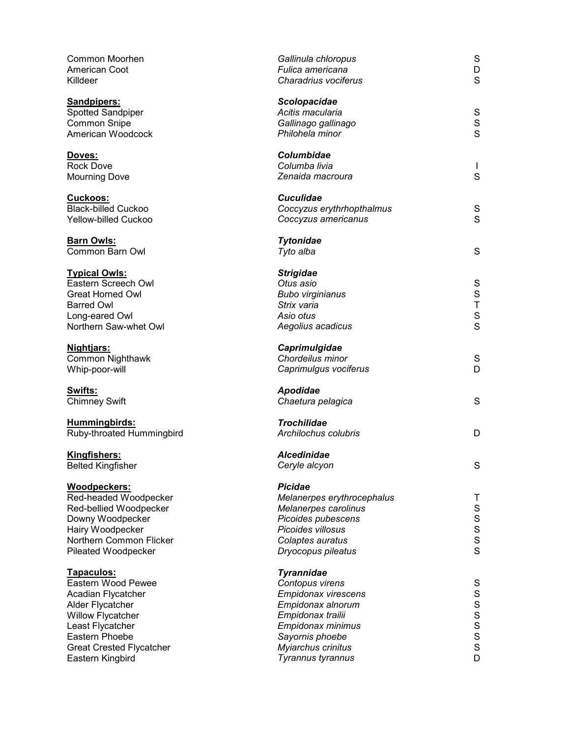| | | |
|---|---|---|
| Common Moorhen | *Gallinula chloropus* | S |
| American Coot | *Fulica americana* | D |
| Killdeer | *Charadrius vociferus* | S |
| | | |
| **Sandpipers:** | ***Scolopacidae*** | |
| Spotted Sandpiper | *Acitis macularia* | S |
| Common Snipe | *Gallinago gallinago* | S |
| American Woodcock | *Philohela minor* | S |
| | | |
| **Doves:** | ***Columbidae*** | |
| Rock Dove | *Columba livia* | I |
| Mourning Dove | *Zenaida macroura* | S |
| | | |
| **Cuckoos:** | ***Cuculidae*** | |
| Black-billed Cuckoo | *Coccyzus erythrhopthalmus* | S |
| Yellow-billed Cuckoo | *Coccyzus americanus* | S |
| | | |
| **Barn Owls:** | ***Tytonidae*** | |
| Common Barn Owl | *Tyto alba* | S |
| | | |
| **Typical Owls:** | ***Strigidae*** | |
| Eastern Screech Owl | *Otus asio* | S |
| Great Horned Owl | *Bubo virginianus* | S |
| Barred Owl | *Strix varia* | T |
| Long-eared Owl | *Asio otus* | S |
| Northern Saw-whet Owl | *Aegolius acadicus* | S |
| | | |
| **Nightjars:** | ***Caprimulgidae*** | |
| Common Nighthawk | *Chordeilus minor* | S |
| Whip-poor-will | *Caprimulgus vociferus* | D |
| | | |
| **Swifts:** | ***Apodidae*** | |
| Chimney Swift | *Chaetura pelagica* | S |
| | | |
| **Hummingbirds:** | ***Trochilidae*** | |
| Ruby-throated Hummingbird | *Archilochus colubris* | D |
| | | |
| **Kingfishers:** | ***Alcedinidae*** | |
| Belted Kingfisher | *Ceryle alcyon* | S |
| | | |
| **Woodpeckers:** | ***Picidae*** | |
| Red-headed Woodpecker | *Melanerpes erythrocephalus* | T |
| Red-bellied Woodpecker | *Melanerpes carolinus* | S |
| Downy Woodpecker | *Picoides pubescens* | S |
| Hairy Woodpecker | *Picoides villosus* | S |
| Northern Common Flicker | *Colaptes auratus* | S |
| Pileated Woodpecker | *Dryocopus pileatus* | S |
| | | |
| **Tapaculos:** | ***Tyrannidae*** | |
| Eastern Wood Pewee | *Contopus virens* | S |
| Acadian Flycatcher | *Empidonax virescens* | S |
| Alder Flycatcher | *Empidonax alnorum* | S |
| Willow Flycatcher | *Empidonax trailii* | S |
| Least Flycatcher | *Empidonax minimus* | S |
| Eastern Phoebe | *Sayornis phoebe* | S |
| Great Crested Flycatcher | *Myiarchus crinitus* | S |
| Eastern Kingbird | *Tyrannus tyrannus* | D |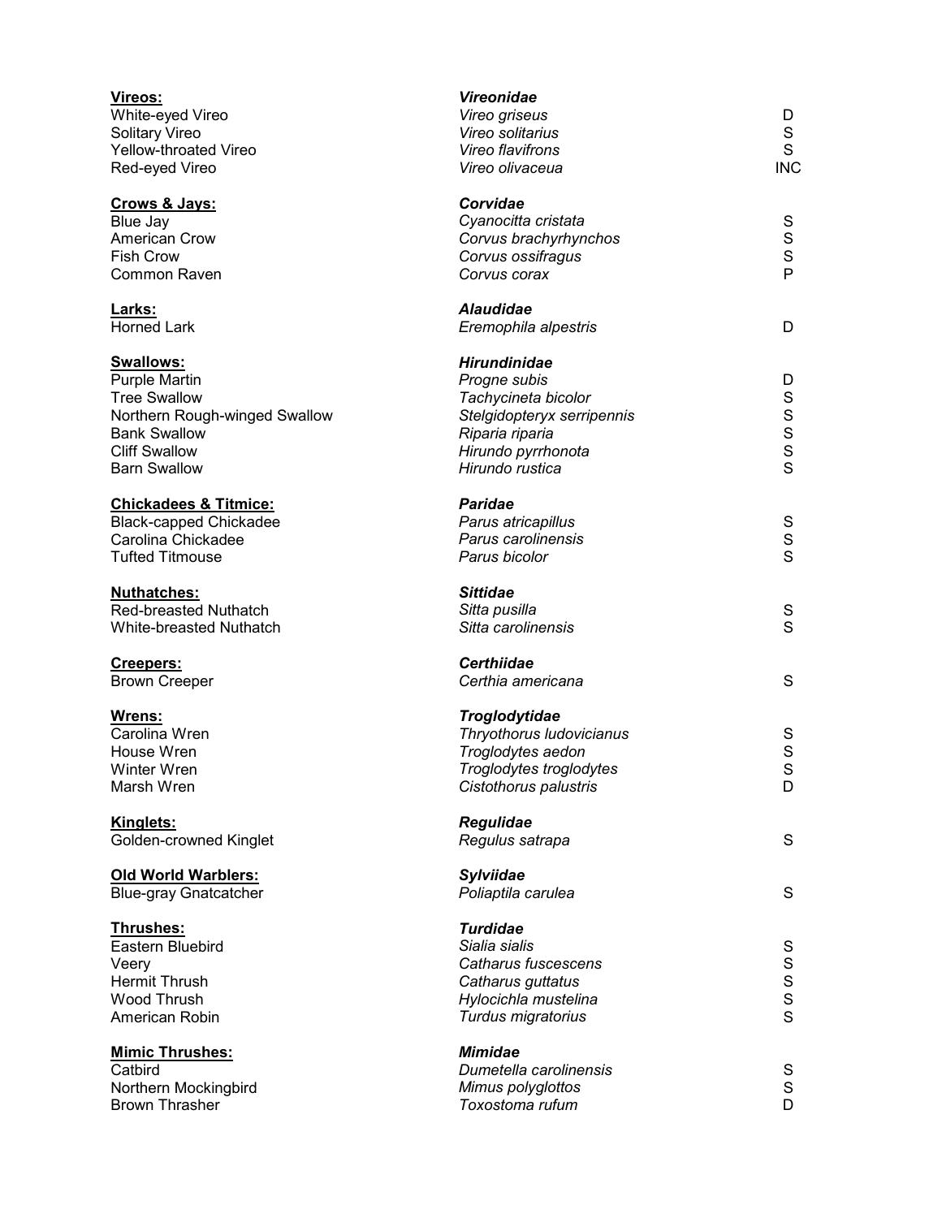| Common Name | Scientific Name | Status |
|---|---|---|
| **Vireos:** | ***Vireonidae*** | |
| White-eyed Vireo | *Vireo griseus* | D |
| Solitary Vireo | *Vireo solitarius* | S |
| Yellow-throated Vireo | *Vireo flavifrons* | S |
| Red-eyed Vireo | *Vireo olivaceua* | INC |
| **Crows & Jays:** | ***Corvidae*** | |
| Blue Jay | *Cyanocitta cristata* | S |
| American Crow | *Corvus brachyrhynchos* | S |
| Fish Crow | *Corvus ossifragus* | S |
| Common Raven | *Corvus corax* | P |
| **Larks:** | ***Alaudidae*** | |
| Horned Lark | *Eremophila alpestris* | D |
| **Swallows:** | ***Hirundinidae*** | |
| Purple Martin | *Progne subis* | D |
| Tree Swallow | *Tachycineta bicolor* | S |
| Northern Rough-winged Swallow | *Stelgidopteryx serripennis* | S |
| Bank Swallow | *Riparia riparia* | S |
| Cliff Swallow | *Hirundo pyrrhonota* | S |
| Barn Swallow | *Hirundo rustica* | S |
| **Chickadees & Titmice:** | ***Paridae*** | |
| Black-capped Chickadee | *Parus atricapillus* | S |
| Carolina Chickadee | *Parus carolinensis* | S |
| Tufted Titmouse | *Parus bicolor* | S |
| **Nuthatches:** | ***Sittidae*** | |
| Red-breasted Nuthatch | *Sitta pusilla* | S |
| White-breasted Nuthatch | *Sitta carolinensis* | S |
| **Creepers:** | ***Certhiidae*** | |
| Brown Creeper | *Certhia americana* | S |
| **Wrens:** | ***Troglodytidae*** | |
| Carolina Wren | *Thryothorus ludovicianus* | S |
| House Wren | *Troglodytes aedon* | S |
| Winter Wren | *Troglodytes troglodytes* | S |
| Marsh Wren | *Cistothorus palustris* | D |
| **Kinglets:** | ***Regulidae*** | |
| Golden-crowned Kinglet | *Regulus satrapa* | S |
| **Old World Warblers:** | ***Sylviidae*** | |
| Blue-gray Gnatcatcher | *Poliaptila carulea* | S |
| **Thrushes:** | ***Turdidae*** | |
| Eastern Bluebird | *Sialia sialis* | S |
| Veery | *Catharus fuscescens* | S |
| Hermit Thrush | *Catharus guttatus* | S |
| Wood Thrush | *Hylocichla mustelina* | S |
| American Robin | *Turdus migratorius* | S |
| **Mimic Thrushes:** | ***Mimidae*** | |
| Catbird | *Dumetella carolinensis* | S |
| Northern Mockingbird | *Mimus polyglottos* | S |
| Brown Thrasher | *Toxostoma rufum* | D |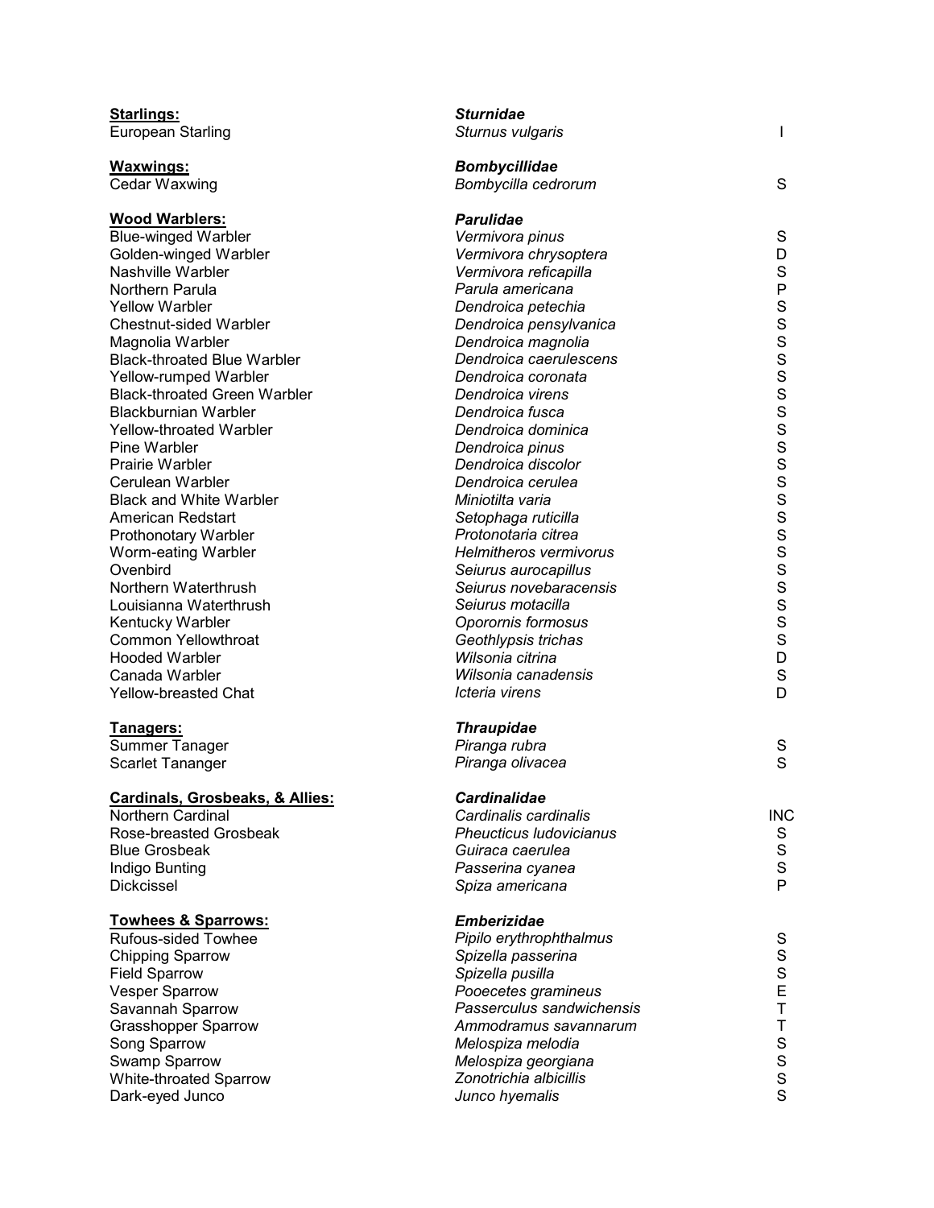| | | |
|---|---|---|
| **Starlings:** | ***Sturnidae*** | |
| European Starling | *Sturnus vulgaris* | I |
| | | |
| **Waxwings:** | ***Bombycillidae*** | |
| Cedar Waxwing | *Bombycilla cedrorum* | S |
| | | |
| **Wood Warblers:** | ***Parulidae*** | |
| Blue-winged Warbler | *Vermivora pinus* | S |
| Golden-winged Warbler | *Vermivora chrysoptera* | D |
| Nashville Warbler | *Vermivora reficapilla* | S |
| Northern Parula | *Parula americana* | P |
| Yellow Warbler | *Dendroica petechia* | S |
| Chestnut-sided Warbler | *Dendroica pensylvanica* | S |
| Magnolia Warbler | *Dendroica magnolia* | S |
| Black-throated Blue Warbler | *Dendroica caerulescens* | S |
| Yellow-rumped Warbler | *Dendroica coronata* | S |
| Black-throated Green Warbler | *Dendroica virens* | S |
| Blackburnian Warbler | *Dendroica fusca* | S |
| Yellow-throated Warbler | *Dendroica dominica* | S |
| Pine Warbler | *Dendroica pinus* | S |
| Prairie Warbler | *Dendroica discolor* | S |
| Cerulean Warbler | *Dendroica cerulea* | S |
| Black and White Warbler | *Miniotilta varia* | S |
| American Redstart | *Setophaga ruticilla* | S |
| Prothonotary Warbler | *Protonotaria citrea* | S |
| Worm-eating Warbler | *Helmitheros vermivorus* | S |
| Ovenbird | *Seiurus aurocapillus* | S |
| Northern Waterthrush | *Seiurus novebaracensis* | S |
| Louisianna Waterthrush | *Seiurus motacilla* | S |
| Kentucky Warbler | *Oporornis formosus* | S |
| Common Yellowthroat | *Geothlypsis trichas* | S |
| Hooded Warbler | *Wilsonia citrina* | D |
| Canada Warbler | *Wilsonia canadensis* | S |
| Yellow-breasted Chat | *Icteria virens* | D |
| | | |
| **Tanagers:** | ***Thraupidae*** | |
| Summer Tanager | *Piranga rubra* | S |
| Scarlet Tananger | *Piranga olivacea* | S |
| | | |
| **Cardinals, Grosbeaks, & Allies:** | ***Cardinalidae*** | |
| Northern Cardinal | *Cardinalis cardinalis* | INC |
| Rose-breasted Grosbeak | *Pheucticus ludovicianus* | S |
| Blue Grosbeak | *Guiraca caerulea* | S |
| Indigo Bunting | *Passerina cyanea* | S |
| Dickcissel | *Spiza americana* | P |
| | | |
| **Towhees & Sparrows:** | ***Emberizidae*** | |
| Rufous-sided Towhee | *Pipilo erythrophthalmus* | S |
| Chipping Sparrow | *Spizella passerina* | S |
| Field Sparrow | *Spizella pusilla* | S |
| Vesper Sparrow | *Pooecetes gramineus* | E |
| Savannah Sparrow | *Passerculus sandwichensis* | T |
| Grasshopper Sparrow | *Ammodramus savannarum* | T |
| Song Sparrow | *Melospiza melodia* | S |
| Swamp Sparrow | *Melospiza georgiana* | S |
| White-throated Sparrow | *Zonotrichia albicillis* | S |
| Dark-eyed Junco | *Junco hyemalis* | S |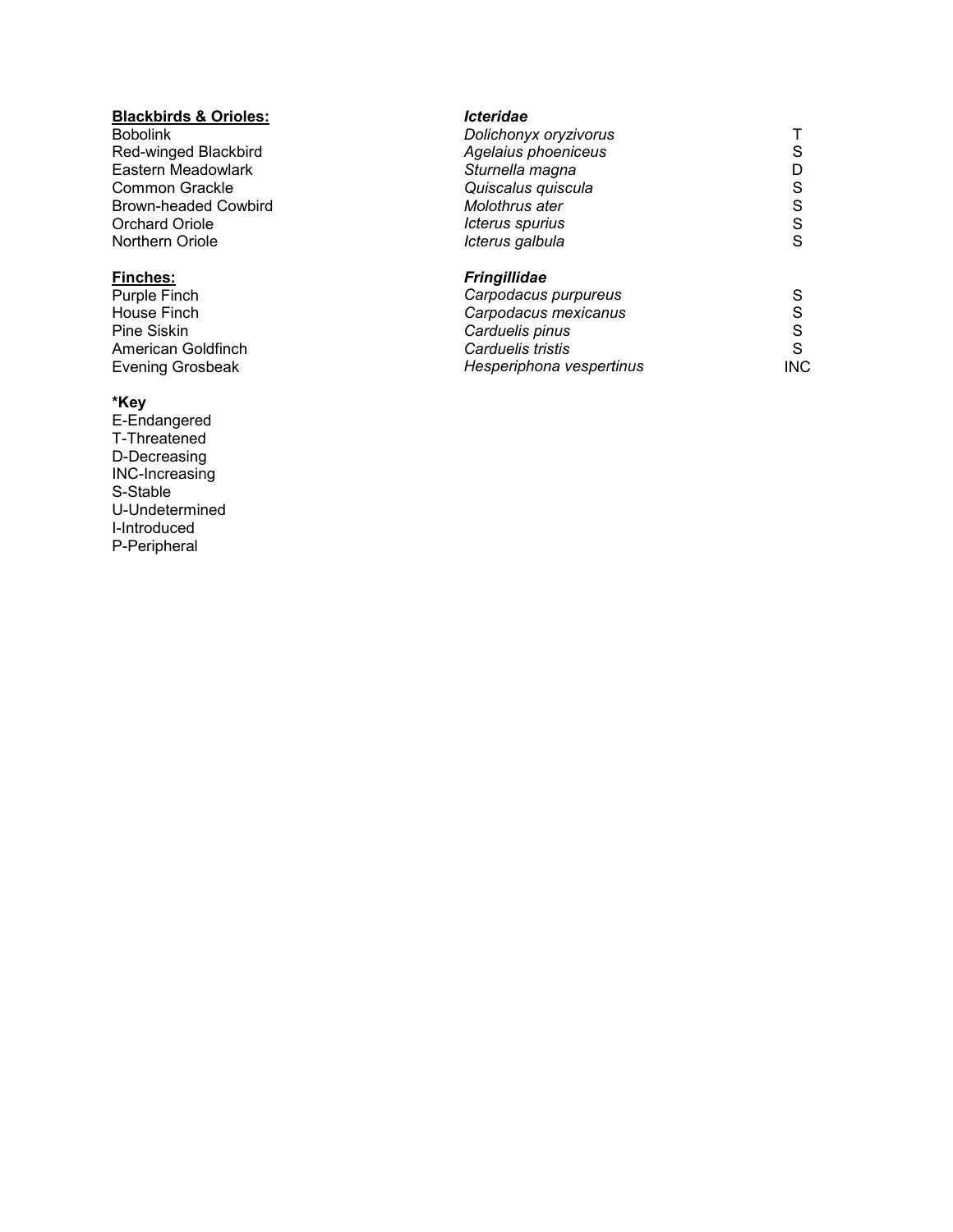| **Blackbirds & Orioles:** | ***Icteridae*** | |
|---|---|---|
| Bobolink | *Dolichonyx oryzivorus* | T |
| Red-winged Blackbird | *Agelaius phoeniceus* | S |
| Eastern Meadowlark | *Sturnella magna* | D |
| Common Grackle | *Quiscalus quiscula* | S |
| Brown-headed Cowbird | *Molothrus ater* | S |
| Orchard Oriole | *Icterus spurius* | S |
| Northern Oriole | *Icterus galbula* | S |
| **Finches:** | ***Fringillidae*** | |
| Purple Finch | *Carpodacus purpureus* | S |
| House Finch | *Carpodacus mexicanus* | S |
| Pine Siskin | *Carduelis pinus* | S |
| American Goldfinch | *Carduelis tristis* | S |
| Evening Grosbeak | *Hesperiphona vespertinus* | INC |

**\*Key**

E-Endangered
T-Threatened
D-Decreasing
INC-Increasing
S-Stable
U-Undetermined
I-Introduced
P-Peripheral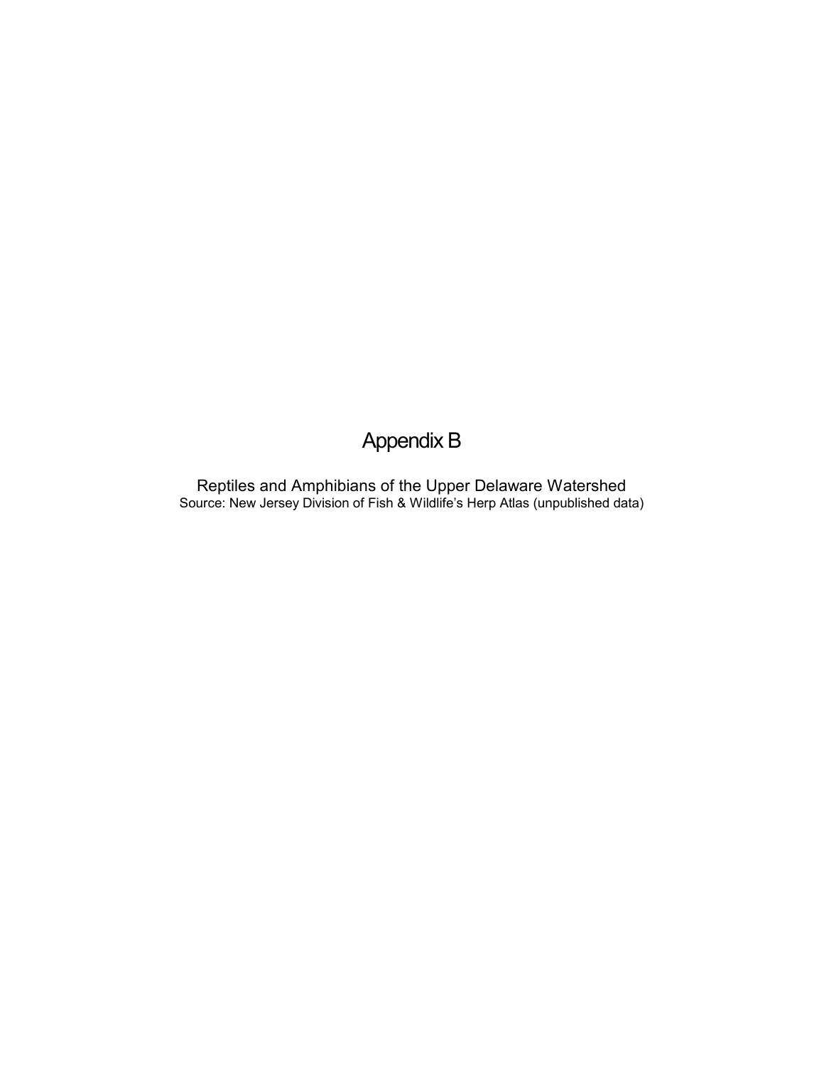# Appendix B

## Reptiles and Amphibians of the Upper Delaware Watershed

Source: New Jersey Division of Fish & Wildlife's Herp Atlas (unpublished data)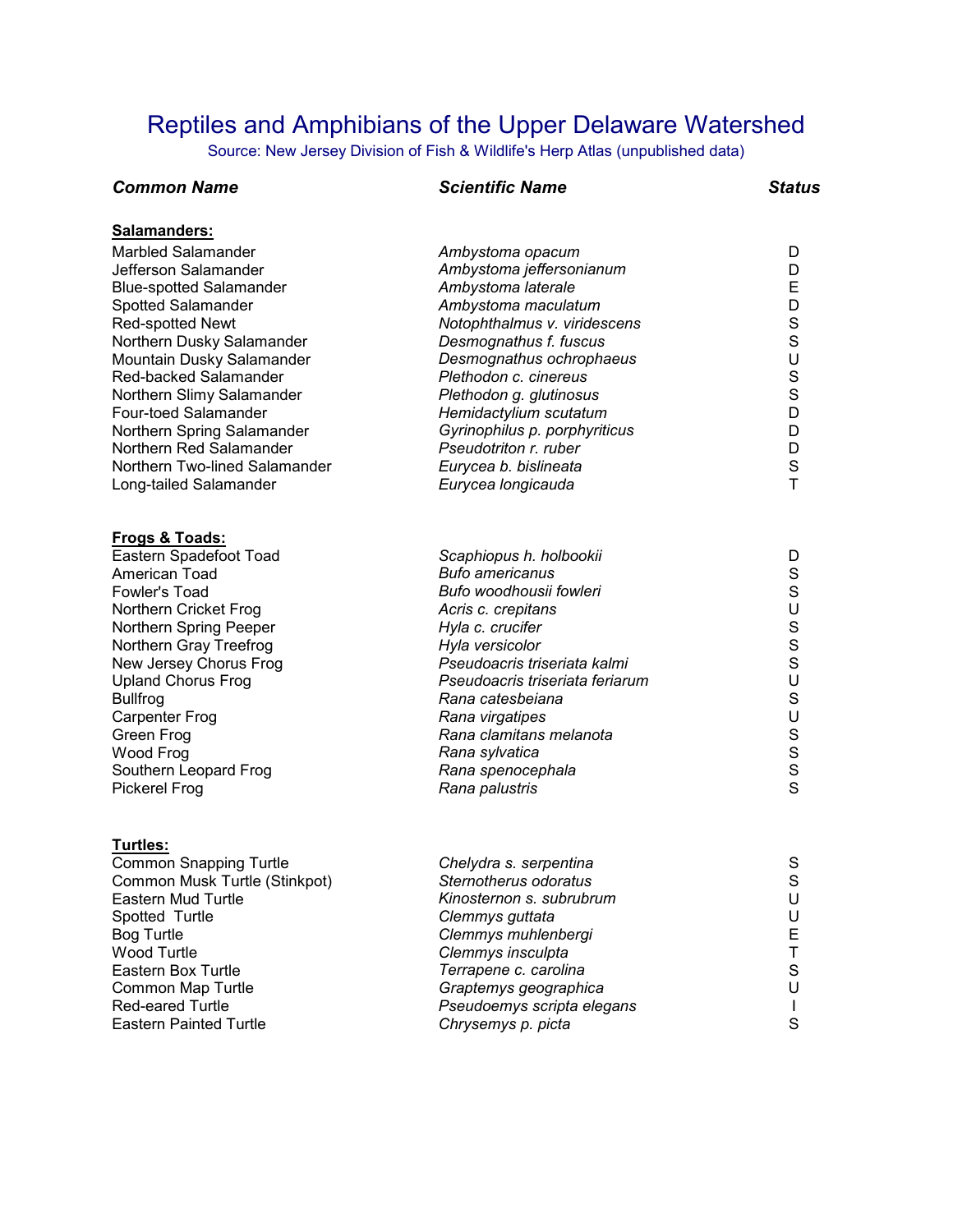# Reptiles and Amphibians of the Upper Delaware Watershed

Source: New Jersey Division of Fish & Wildlife's Herp Atlas (unpublished data)

| ***Common Name*** | ***Scientific Name*** | ***Status*** |
|---|---|---|
| **<u>Salamanders:</u>** | | |
| Marbled Salamander | *Ambystoma opacum* | D |
| Jefferson Salamander | *Ambystoma jeffersonianum* | D |
| Blue-spotted Salamander | *Ambystoma laterale* | E |
| Spotted Salamander | *Ambystoma maculatum* | D |
| Red-spotted Newt | *Notophthalmus v. viridescens* | S |
| Northern Dusky Salamander | *Desmognathus f. fuscus* | S |
| Mountain Dusky Salamander | *Desmognathus ochrophaeus* | U |
| Red-backed Salamander | *Plethodon c. cinereus* | S |
| Northern Slimy Salamander | *Plethodon g. glutinosus* | S |
| Four-toed Salamander | *Hemidactylium scutatum* | D |
| Northern Spring Salamander | *Gyrinophilus p. porphyriticus* | D |
| Northern Red Salamander | *Pseudotriton r. ruber* | D |
| Northern Two-lined Salamander | *Eurycea b. bislineata* | S |
| Long-tailed Salamander | *Eurycea longicauda* | T |
| **<u>Frogs & Toads:</u>** | | |
| Eastern Spadefoot Toad | *Scaphiopus h. holbookii* | D |
| American Toad | *Bufo americanus* | S |
| Fowler's Toad | *Bufo woodhousii fowleri* | S |
| Northern Cricket Frog | *Acris c. crepitans* | U |
| Northern Spring Peeper | *Hyla c. crucifer* | S |
| Northern Gray Treefrog | *Hyla versicolor* | S |
| New Jersey Chorus Frog | *Pseudoacris triseriata kalmi* | S |
| Upland Chorus Frog | *Pseudoacris triseriata feriarum* | U |
| Bullfrog | *Rana catesbeiana* | S |
| Carpenter Frog | *Rana virgatipes* | U |
| Green Frog | *Rana clamitans melanota* | S |
| Wood Frog | *Rana sylvatica* | S |
| Southern Leopard Frog | *Rana spenocephala* | S |
| Pickerel Frog | *Rana palustris* | S |
| **<u>Turtles:</u>** | | |
| Common Snapping Turtle | *Chelydra s. serpentina* | S |
| Common Musk Turtle (Stinkpot) | *Sternotherus odoratus* | S |
| Eastern Mud Turtle | *Kinosternon s. subrubrum* | U |
| Spotted Turtle | *Clemmys guttata* | U |
| Bog Turtle | *Clemmys muhlenbergi* | E |
| Wood Turtle | *Clemmys insculpta* | T |
| Eastern Box Turtle | *Terrapene c. carolina* | S |
| Common Map Turtle | *Graptemys geographica* | U |
| Red-eared Turtle | *Pseudoemys scripta elegans* | I |
| Eastern Painted Turtle | *Chrysemys p. picta* | S |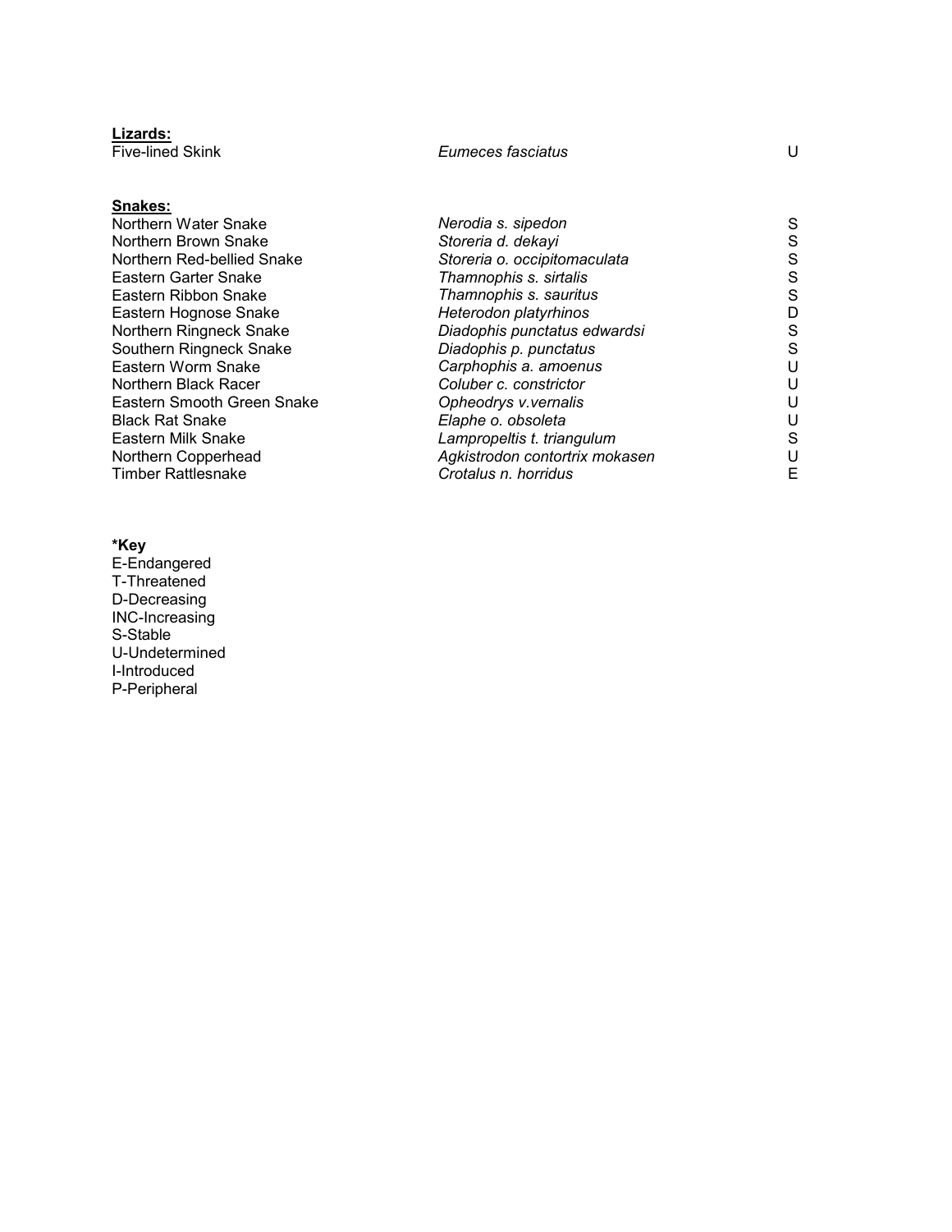**Lizards:**

| | | |
|---|---|---|
| Five-lined Skink | *Eumeces fasciatus* | U |

**Snakes:**

| | | |
|---|---|---|
| Northern Water Snake | *Nerodia s. sipedon* | S |
| Northern Brown Snake | *Storeria d. dekayi* | S |
| Northern Red-bellied Snake | *Storeria o. occipitomaculata* | S |
| Eastern Garter Snake | *Thamnophis s. sirtalis* | S |
| Eastern Ribbon Snake | *Thamnophis s. sauritus* | S |
| Eastern Hognose Snake | *Heterodon platyrhinos* | D |
| Northern Ringneck Snake | *Diadophis punctatus edwardsi* | S |
| Southern Ringneck Snake | *Diadophis p. punctatus* | S |
| Eastern Worm Snake | *Carphophis a. amoenus* | U |
| Northern Black Racer | *Coluber c. constrictor* | U |
| Eastern Smooth Green Snake | *Opheodrys v.vernalis* | U |
| Black Rat Snake | *Elaphe o. obsoleta* | U |
| Eastern Milk Snake | *Lampropeltis t. triangulum* | S |
| Northern Copperhead | *Agkistrodon contortrix mokasen* | U |
| Timber Rattlesnake | *Crotalus n. horridus* | E |

**\*Key**

E-Endangered
T-Threatened
D-Decreasing
INC-Increasing
S-Stable
U-Undetermined
I-Introduced
P-Peripheral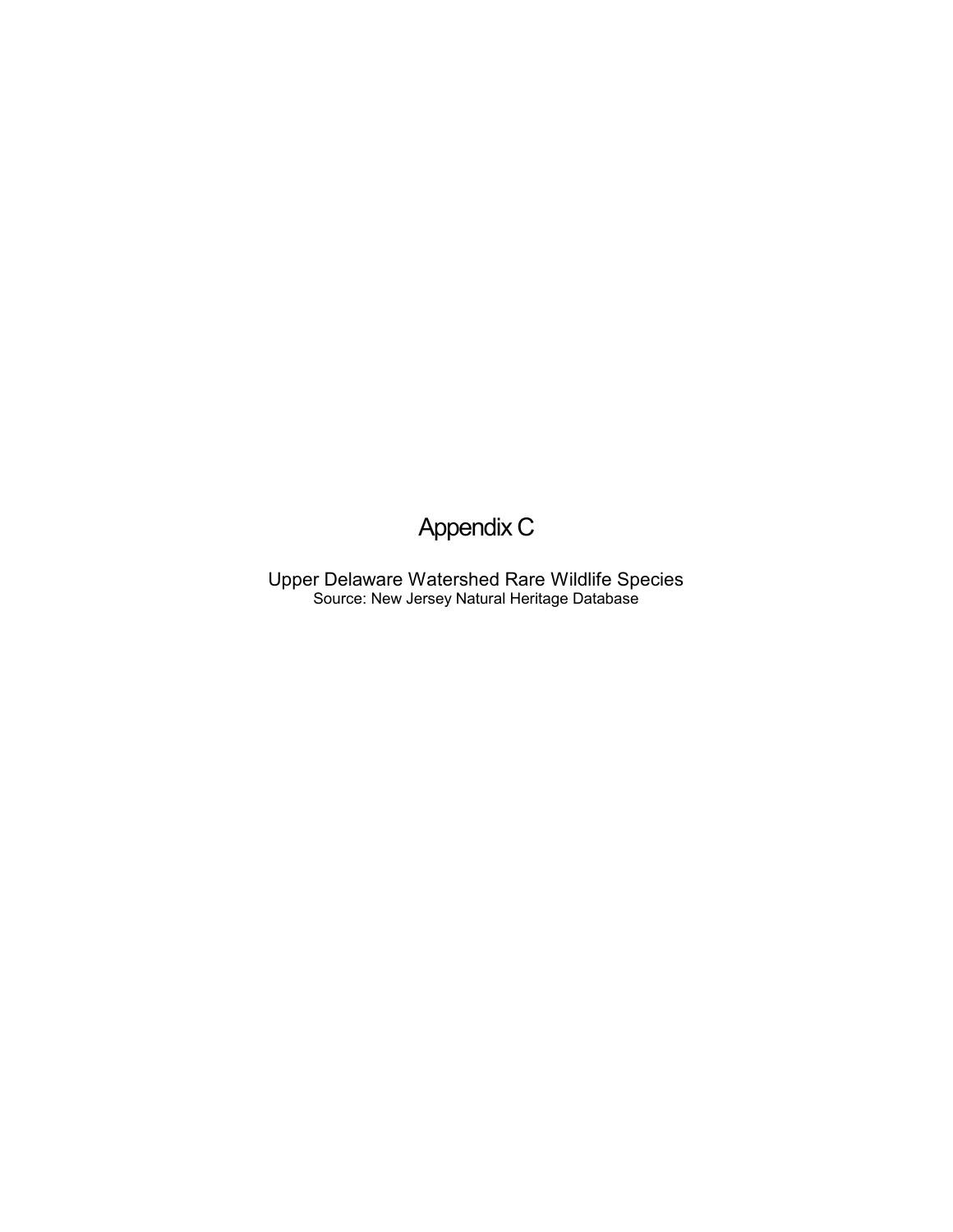# Appendix C

## Upper Delaware Watershed Rare Wildlife Species

Source: New Jersey Natural Heritage Database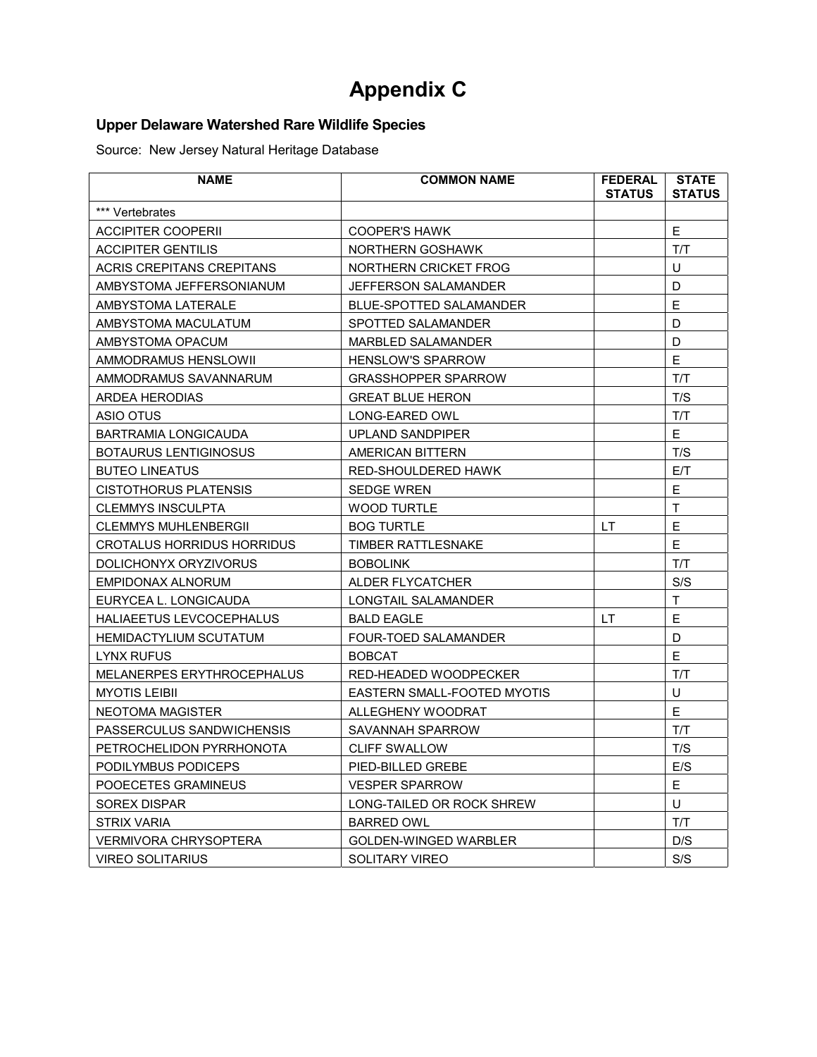# Appendix C

### Upper Delaware Watershed Rare Wildlife Species

Source: New Jersey Natural Heritage Database

| NAME | COMMON NAME | FEDERAL STATUS | STATE STATUS |
|---|---|---|---|
| *** Vertebrates | | | |
| ACCIPITER COOPERII | COOPER'S HAWK | | E |
| ACCIPITER GENTILIS | NORTHERN GOSHAWK | | T/T |
| ACRIS CREPITANS CREPITANS | NORTHERN CRICKET FROG | | U |
| AMBYSTOMA JEFFERSONIANUM | JEFFERSON SALAMANDER | | D |
| AMBYSTOMA LATERALE | BLUE-SPOTTED SALAMANDER | | E |
| AMBYSTOMA MACULATUM | SPOTTED SALAMANDER | | D |
| AMBYSTOMA OPACUM | MARBLED SALAMANDER | | D |
| AMMODRAMUS HENSLOWII | HENSLOW'S SPARROW | | E |
| AMMODRAMUS SAVANNARUM | GRASSHOPPER SPARROW | | T/T |
| ARDEA HERODIAS | GREAT BLUE HERON | | T/S |
| ASIO OTUS | LONG-EARED OWL | | T/T |
| BARTRAMIA LONGICAUDA | UPLAND SANDPIPER | | E |
| BOTAURUS LENTIGINOSUS | AMERICAN BITTERN | | T/S |
| BUTEO LINEATUS | RED-SHOULDERED HAWK | | E/T |
| CISTOTHORUS PLATENSIS | SEDGE WREN | | E |
| CLEMMYS INSCULPTA | WOOD TURTLE | | T |
| CLEMMYS MUHLENBERGII | BOG TURTLE | LT | E |
| CROTALUS HORRIDUS HORRIDUS | TIMBER RATTLESNAKE | | E |
| DOLICHONYX ORYZIVORUS | BOBOLINK | | T/T |
| EMPIDONAX ALNORUM | ALDER FLYCATCHER | | S/S |
| EURYCEA L. LONGICAUDA | LONGTAIL SALAMANDER | | T |
| HALIAEETUS LEVCOCEPHALUS | BALD EAGLE | LT | E |
| HEMIDACTYLIUM SCUTATUM | FOUR-TOED SALAMANDER | | D |
| LYNX RUFUS | BOBCAT | | E |
| MELANERPES ERYTHROCEPHALUS | RED-HEADED WOODPECKER | | T/T |
| MYOTIS LEIBII | EASTERN SMALL-FOOTED MYOTIS | | U |
| NEOTOMA MAGISTER | ALLEGHENY WOODRAT | | E |
| PASSERCULUS SANDWICHENSIS | SAVANNAH SPARROW | | T/T |
| PETROCHELIDON PYRRHONOTA | CLIFF SWALLOW | | T/S |
| PODILYMBUS PODICEPS | PIED-BILLED GREBE | | E/S |
| POOECETES GRAMINEUS | VESPER SPARROW | | E |
| SOREX DISPAR | LONG-TAILED OR ROCK SHREW | | U |
| STRIX VARIA | BARRED OWL | | T/T |
| VERMIVORA CHRYSOPTERA | GOLDEN-WINGED WARBLER | | D/S |
| VIREO SOLITARIUS | SOLITARY VIREO | | S/S |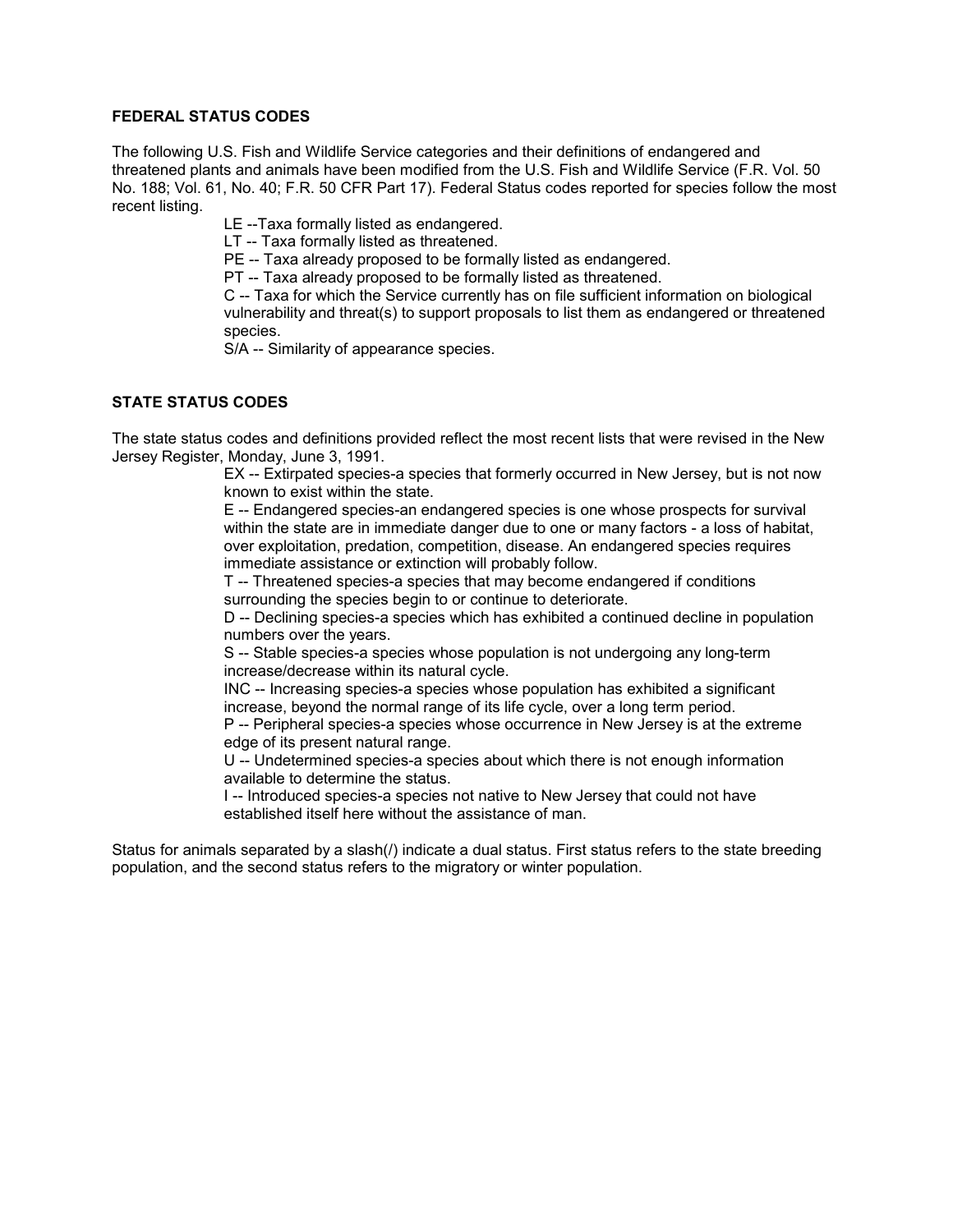## FEDERAL STATUS CODES

The following U.S. Fish and Wildlife Service categories and their definitions of endangered and threatened plants and animals have been modified from the U.S. Fish and Wildlife Service (F.R. Vol. 50 No. 188; Vol. 61, No. 40; F.R. 50 CFR Part 17). Federal Status codes reported for species follow the most recent listing.

LE --Taxa formally listed as endangered.

LT -- Taxa formally listed as threatened.

PE -- Taxa already proposed to be formally listed as endangered.

PT -- Taxa already proposed to be formally listed as threatened.

C -- Taxa for which the Service currently has on file sufficient information on biological vulnerability and threat(s) to support proposals to list them as endangered or threatened species.

S/A -- Similarity of appearance species.

## STATE STATUS CODES

The state status codes and definitions provided reflect the most recent lists that were revised in the New Jersey Register, Monday, June 3, 1991.

EX -- Extirpated species-a species that formerly occurred in New Jersey, but is not now known to exist within the state.

E -- Endangered species-an endangered species is one whose prospects for survival within the state are in immediate danger due to one or many factors - a loss of habitat, over exploitation, predation, competition, disease. An endangered species requires immediate assistance or extinction will probably follow.

T -- Threatened species-a species that may become endangered if conditions surrounding the species begin to or continue to deteriorate.

D -- Declining species-a species which has exhibited a continued decline in population numbers over the years.

S -- Stable species-a species whose population is not undergoing any long-term increase/decrease within its natural cycle.

INC -- Increasing species-a species whose population has exhibited a significant increase, beyond the normal range of its life cycle, over a long term period.

P -- Peripheral species-a species whose occurrence in New Jersey is at the extreme edge of its present natural range.

U -- Undetermined species-a species about which there is not enough information available to determine the status.

I -- Introduced species-a species not native to New Jersey that could not have established itself here without the assistance of man.

Status for animals separated by a slash(/) indicate a dual status. First status refers to the state breeding population, and the second status refers to the migratory or winter population.